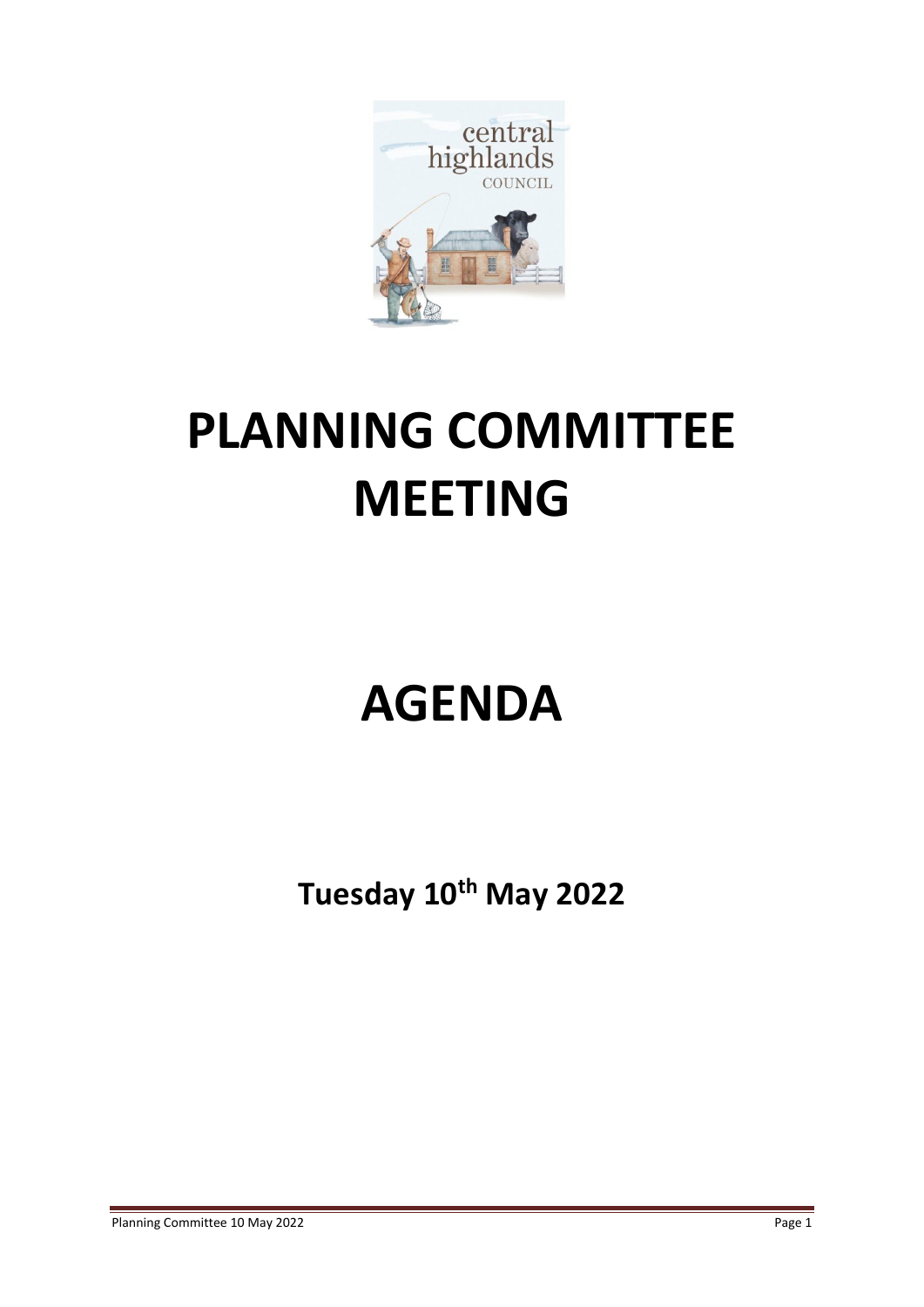# PLANNING COMMITTEE MEETING

# AGENDA

**Tuesday 10th May 2022**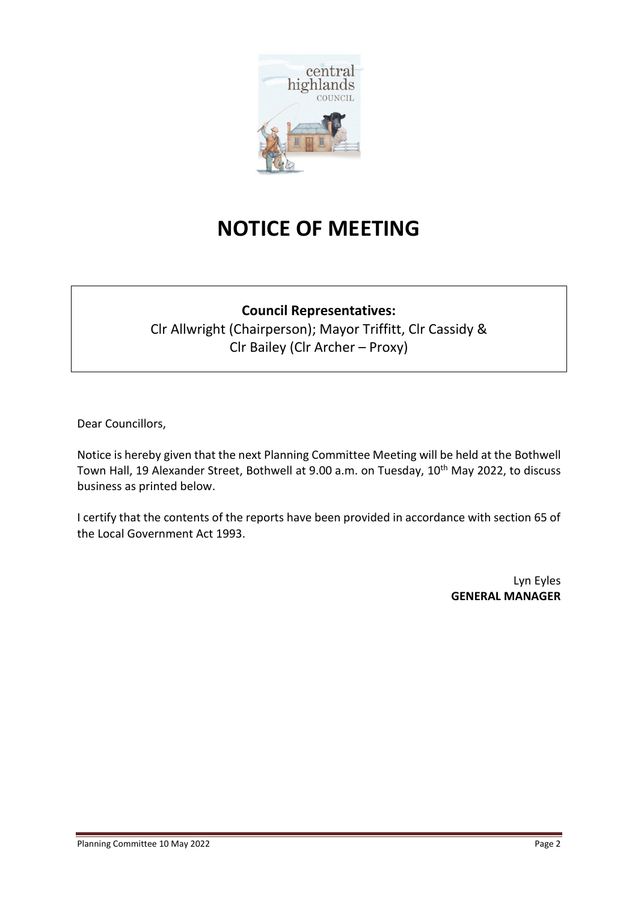# NOTICE OF MEETING

**Council Representatives:**

Clr Allwright (Chairperson); Mayor Triffitt, Clr Cassidy & Clr Bailey (Clr Archer – Proxy)

Dear Councillors,

Notice is hereby given that the next Planning Committee Meeting will be held at the Bothwell Town Hall, 19 Alexander Street, Bothwell at 9.00 a.m. on Tuesday, 10th May 2022, to discuss business as printed below.

I certify that the contents of the reports have been provided in accordance with section 65 of the Local Government Act 1993.

Lyn Eyles
**GENERAL MANAGER**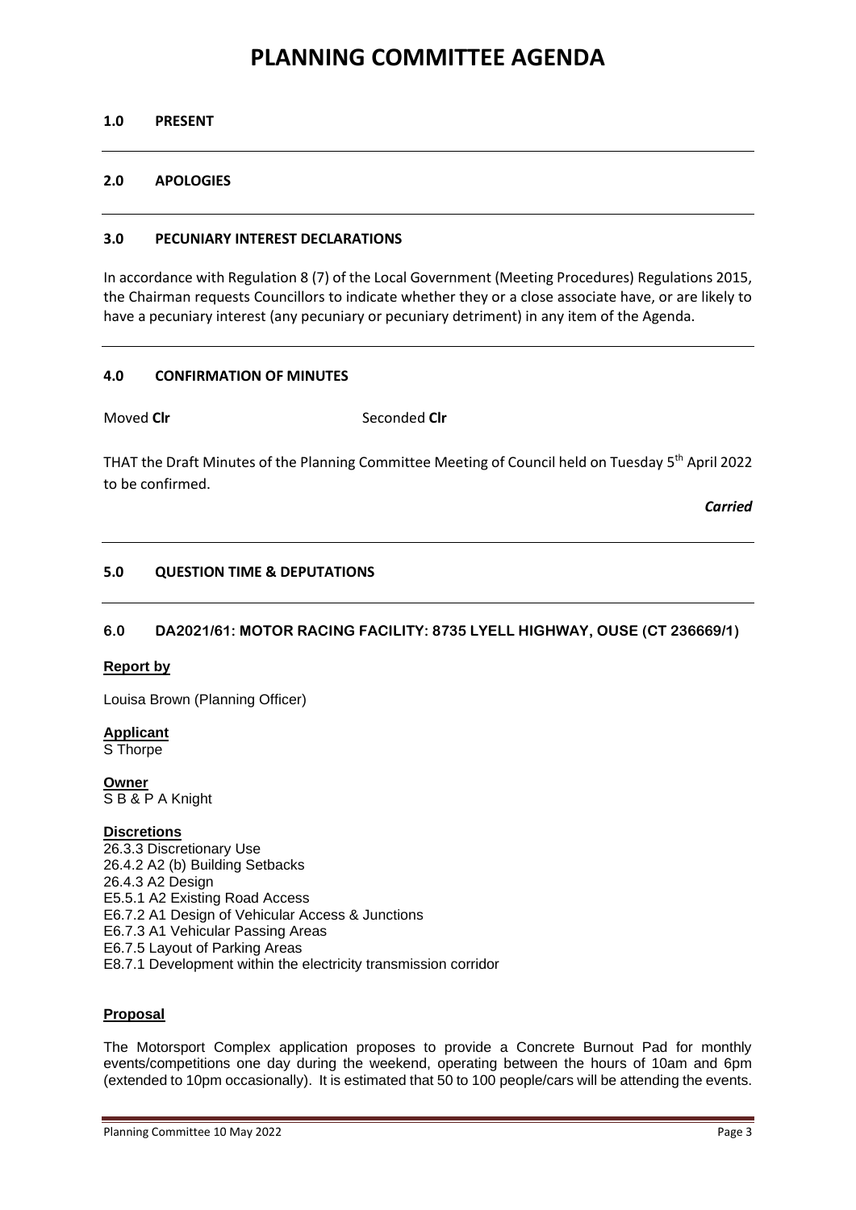# PLANNING COMMITTEE AGENDA

## 1.0 PRESENT

## 2.0 APOLOGIES

## 3.0 PECUNIARY INTEREST DECLARATIONS

In accordance with Regulation 8 (7) of the Local Government (Meeting Procedures) Regulations 2015, the Chairman requests Councillors to indicate whether they or a close associate have, or are likely to have a pecuniary interest (any pecuniary or pecuniary detriment) in any item of the Agenda.

## 4.0 CONFIRMATION OF MINUTES

Moved **Clr** Seconded **Clr**

THAT the Draft Minutes of the Planning Committee Meeting of Council held on Tuesday 5th April 2022 to be confirmed.

***Carried***

## 5.0 QUESTION TIME & DEPUTATIONS

## 6.0 DA2021/61: MOTOR RACING FACILITY: 8735 LYELL HIGHWAY, OUSE (CT 236669/1)

**Report by**

Louisa Brown (Planning Officer)

**Applicant**

S Thorpe

**Owner**

S B & P A Knight

**Discretions**

26.3.3 Discretionary Use
26.4.2 A2 (b) Building Setbacks
26.4.3 A2 Design
E5.5.1 A2 Existing Road Access
E6.7.2 A1 Design of Vehicular Access & Junctions
E6.7.3 A1 Vehicular Passing Areas
E6.7.5 Layout of Parking Areas
E8.7.1 Development within the electricity transmission corridor

**Proposal**

The Motorsport Complex application proposes to provide a Concrete Burnout Pad for monthly events/competitions one day during the weekend, operating between the hours of 10am and 6pm (extended to 10pm occasionally). It is estimated that 50 to 100 people/cars will be attending the events.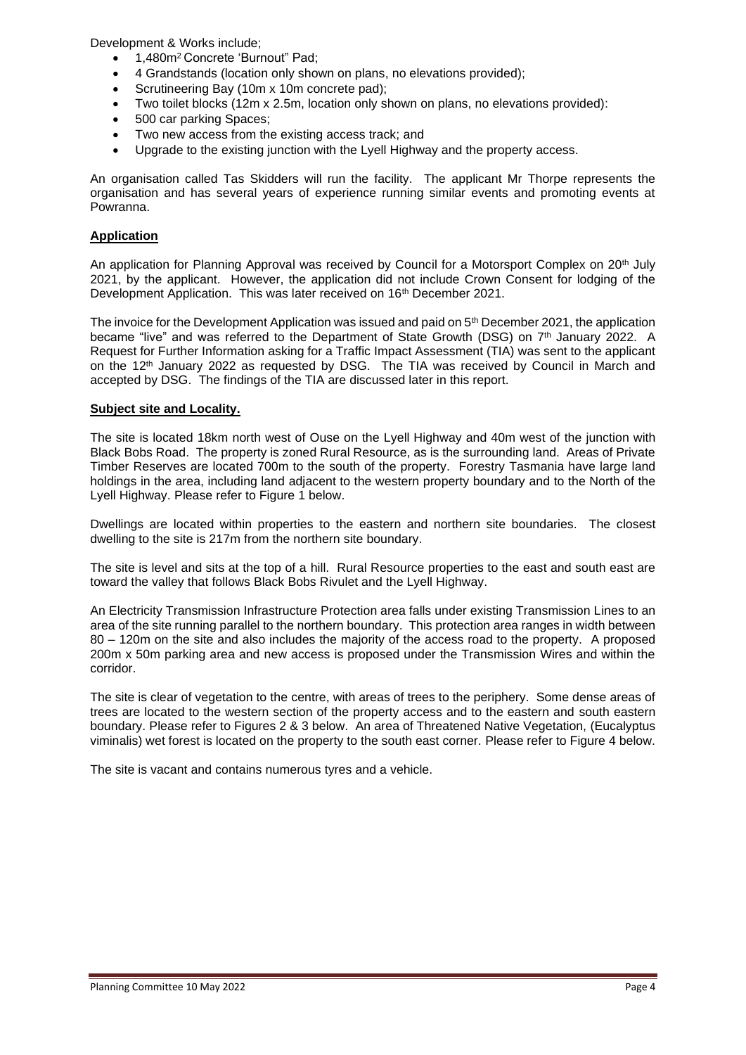Development & Works include;

- 1,480m$^2$ Concrete 'Burnout" Pad;
- 4 Grandstands (location only shown on plans, no elevations provided);
- Scrutineering Bay (10m x 10m concrete pad);
- Two toilet blocks (12m x 2.5m, location only shown on plans, no elevations provided):
- 500 car parking Spaces;
- Two new access from the existing access track; and
- Upgrade to the existing junction with the Lyell Highway and the property access.

An organisation called Tas Skidders will run the facility. The applicant Mr Thorpe represents the organisation and has several years of experience running similar events and promoting events at Powranna.

**Application**

An application for Planning Approval was received by Council for a Motorsport Complex on 20th July 2021, by the applicant. However, the application did not include Crown Consent for lodging of the Development Application. This was later received on 16th December 2021.

The invoice for the Development Application was issued and paid on 5th December 2021, the application became "live" and was referred to the Department of State Growth (DSG) on 7th January 2022. A Request for Further Information asking for a Traffic Impact Assessment (TIA) was sent to the applicant on the 12th January 2022 as requested by DSG. The TIA was received by Council in March and accepted by DSG. The findings of the TIA are discussed later in this report.

**Subject site and Locality.**

The site is located 18km north west of Ouse on the Lyell Highway and 40m west of the junction with Black Bobs Road. The property is zoned Rural Resource, as is the surrounding land. Areas of Private Timber Reserves are located 700m to the south of the property. Forestry Tasmania have large land holdings in the area, including land adjacent to the western property boundary and to the North of the Lyell Highway. Please refer to Figure 1 below.

Dwellings are located within properties to the eastern and northern site boundaries. The closest dwelling to the site is 217m from the northern site boundary.

The site is level and sits at the top of a hill. Rural Resource properties to the east and south east are toward the valley that follows Black Bobs Rivulet and the Lyell Highway.

An Electricity Transmission Infrastructure Protection area falls under existing Transmission Lines to an area of the site running parallel to the northern boundary. This protection area ranges in width between 80 – 120m on the site and also includes the majority of the access road to the property. A proposed 200m x 50m parking area and new access is proposed under the Transmission Wires and within the corridor.

The site is clear of vegetation to the centre, with areas of trees to the periphery. Some dense areas of trees are located to the western section of the property access and to the eastern and south eastern boundary. Please refer to Figures 2 & 3 below. An area of Threatened Native Vegetation, (Eucalyptus viminalis) wet forest is located on the property to the south east corner. Please refer to Figure 4 below.

The site is vacant and contains numerous tyres and a vehicle.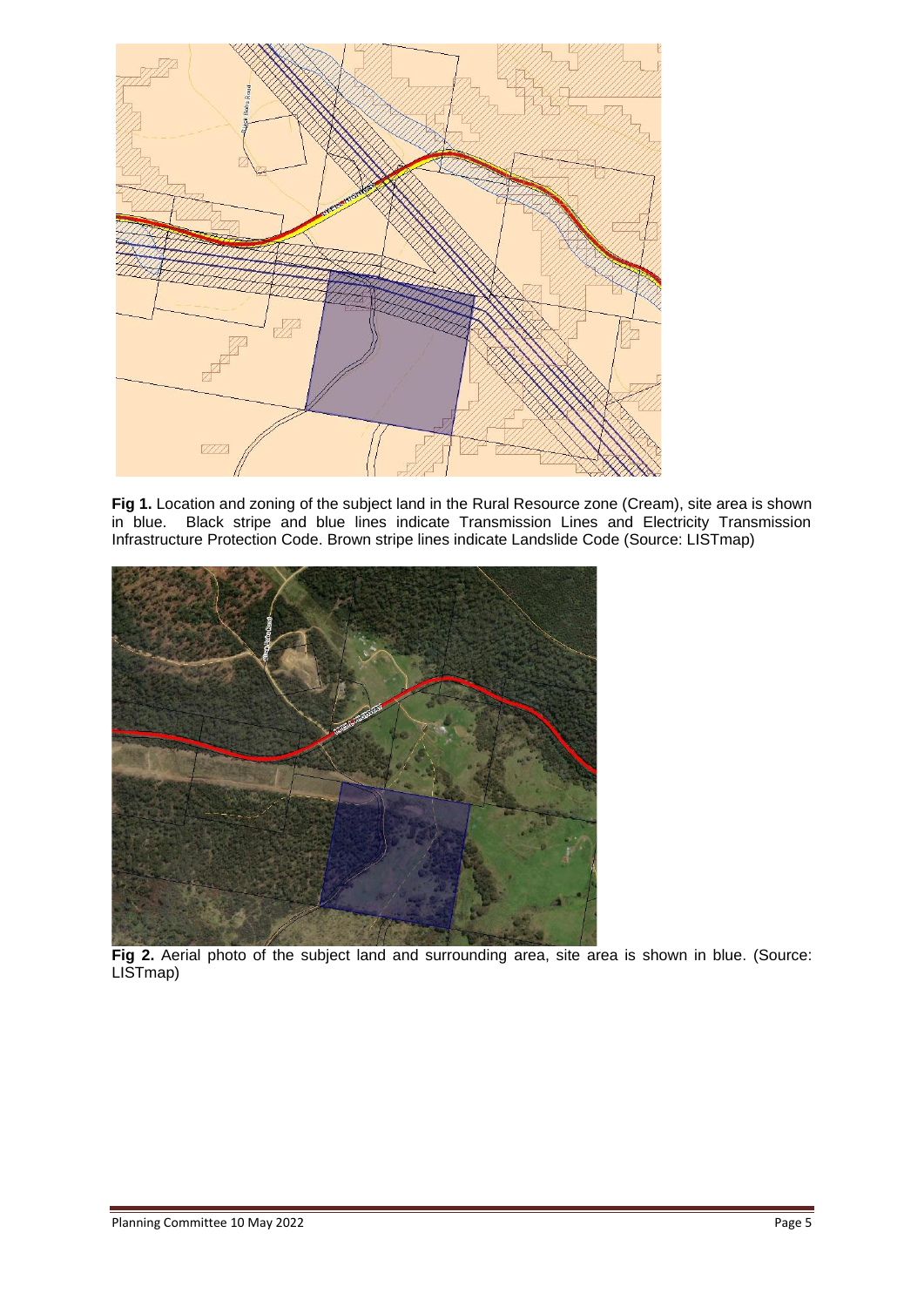**Fig 1.** Location and zoning of the subject land in the Rural Resource zone (Cream), site area is shown in blue. Black stripe and blue lines indicate Transmission Lines and Electricity Transmission Infrastructure Protection Code. Brown stripe lines indicate Landslide Code (Source: LISTmap)

**Fig 2.** Aerial photo of the subject land and surrounding area, site area is shown in blue. (Source: LISTmap)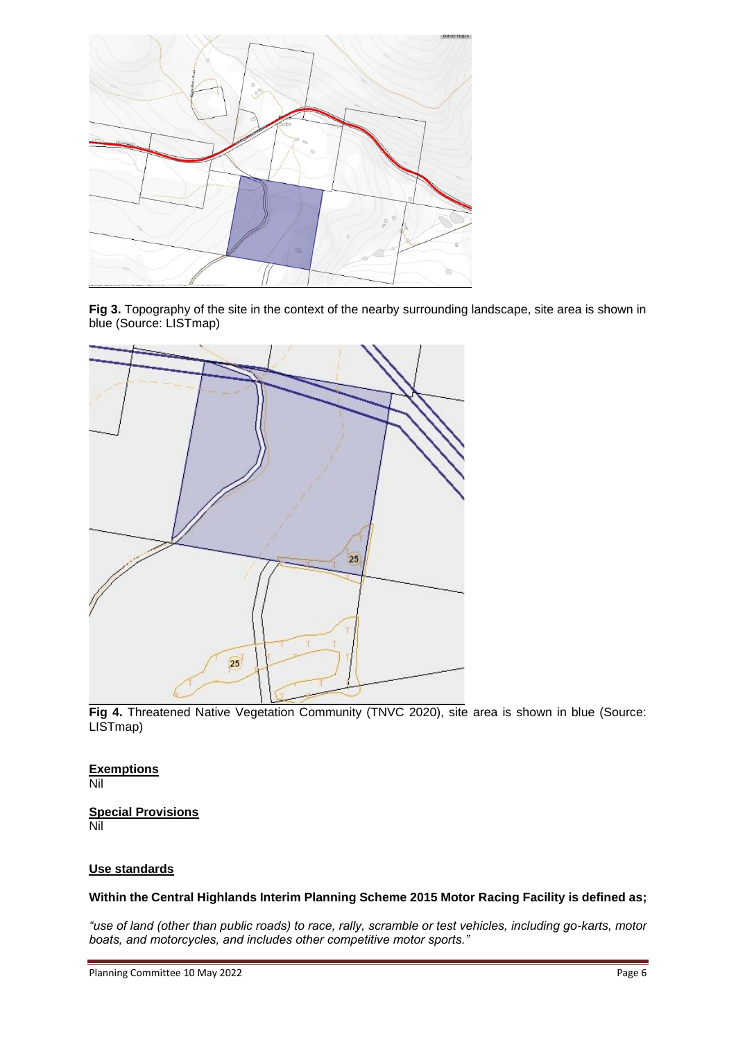**Fig 3.** Topography of the site in the context of the nearby surrounding landscape, site area is shown in blue (Source: LISTmap)

**Fig 4.** Threatened Native Vegetation Community (TNVC 2020), site area is shown in blue (Source: LISTmap)

**<u>Exemptions</u>**

Nil

**<u>Special Provisions</u>**

Nil

**<u>Use standards</u>**

**Within the Central Highlands Interim Planning Scheme 2015 Motor Racing Facility is defined as;**

*"use of land (other than public roads) to race, rally, scramble or test vehicles, including go-karts, motor boats, and motorcycles, and includes other competitive motor sports."*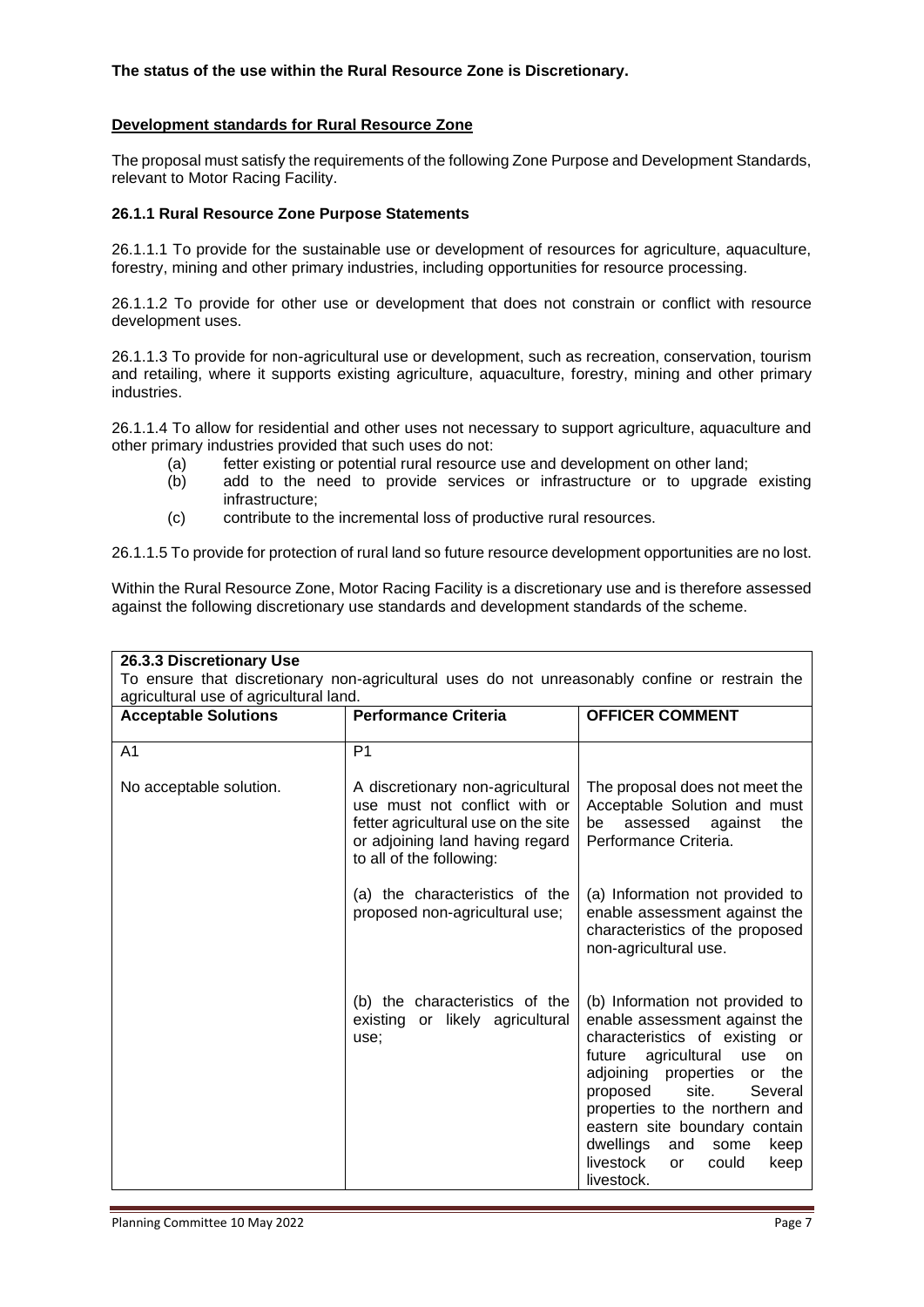**The status of the use within the Rural Resource Zone is Discretionary.**

**Development standards for Rural Resource Zone**

The proposal must satisfy the requirements of the following Zone Purpose and Development Standards, relevant to Motor Racing Facility.

**26.1.1 Rural Resource Zone Purpose Statements**

26.1.1.1 To provide for the sustainable use or development of resources for agriculture, aquaculture, forestry, mining and other primary industries, including opportunities for resource processing.

26.1.1.2 To provide for other use or development that does not constrain or conflict with resource development uses.

26.1.1.3 To provide for non-agricultural use or development, such as recreation, conservation, tourism and retailing, where it supports existing agriculture, aquaculture, forestry, mining and other primary industries.

26.1.1.4 To allow for residential and other uses not necessary to support agriculture, aquaculture and other primary industries provided that such uses do not:

- (a) fetter existing or potential rural resource use and development on other land;
- (b) add to the need to provide services or infrastructure or to upgrade existing infrastructure;
- (c) contribute to the incremental loss of productive rural resources.

26.1.1.5 To provide for protection of rural land so future resource development opportunities are no lost.

Within the Rural Resource Zone, Motor Racing Facility is a discretionary use and is therefore assessed against the following discretionary use standards and development standards of the scheme.

**26.3.3 Discretionary Use**

To ensure that discretionary non-agricultural uses do not unreasonably confine or restrain the agricultural use of agricultural land.

| **Acceptable Solutions** | **Performance Criteria** | **OFFICER COMMENT** |
|---|---|---|
| A1 | P1 | |
| No acceptable solution. | A discretionary non-agricultural use must not conflict with or fetter agricultural use on the site or adjoining land having regard to all of the following: | The proposal does not meet the Acceptable Solution and must be assessed against the Performance Criteria. |
| | (a) the characteristics of the proposed non-agricultural use; | (a) Information not provided to enable assessment against the characteristics of the proposed non-agricultural use. |
| | (b) the characteristics of the existing or likely agricultural use; | (b) Information not provided to enable assessment against the characteristics of existing or future agricultural use on adjoining properties or the proposed site. Several properties to the northern and eastern site boundary contain dwellings and some keep livestock or could keep livestock. |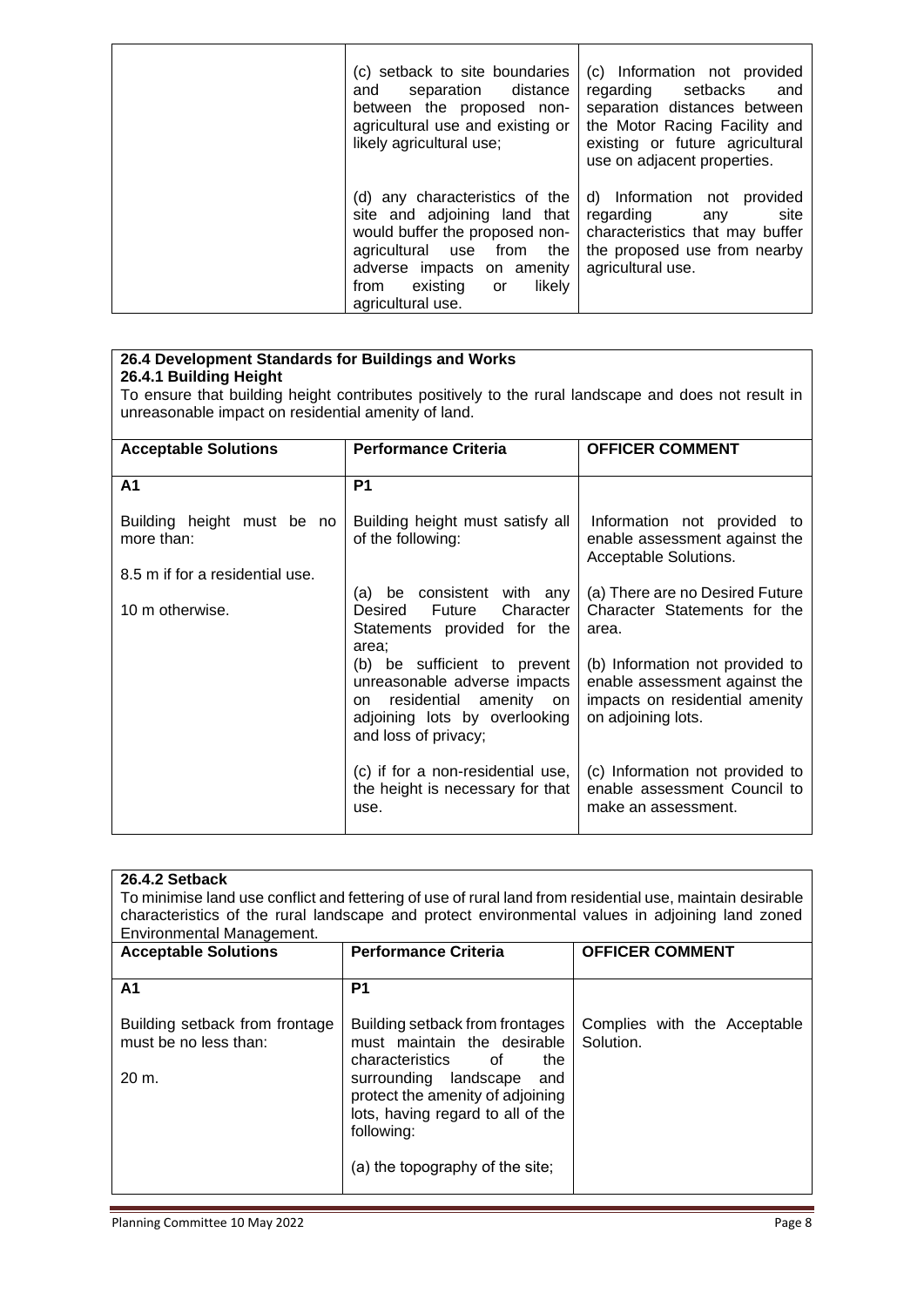| | | |
|---|---|---|
| | (c) setback to site boundaries and separation distance between the proposed non-agricultural use and existing or likely agricultural use; | (c) Information not provided regarding setbacks and separation distances between the Motor Racing Facility and existing or future agricultural use on adjacent properties. |
| | (d) any characteristics of the site and adjoining land that would buffer the proposed non-agricultural use from the adverse impacts on amenity from existing or likely agricultural use. | d) Information not provided regarding any site characteristics that may buffer the proposed use from nearby agricultural use. |

**26.4 Development Standards for Buildings and Works**
**26.4.1 Building Height**
To ensure that building height contributes positively to the rural landscape and does not result in unreasonable impact on residential amenity of land.

| Acceptable Solutions | Performance Criteria | OFFICER COMMENT |
|---|---|---|
| **A1** | **P1** | |
| Building height must be no more than: | Building height must satisfy all of the following: | Information not provided to enable assessment against the Acceptable Solutions. |
| 8.5 m if for a residential use. | | |
| 10 m otherwise. | (a) be consistent with any Desired Future Character Statements provided for the area; | (a) There are no Desired Future Character Statements for the area. |
| | (b) be sufficient to prevent unreasonable adverse impacts on residential amenity on adjoining lots by overlooking and loss of privacy; | (b) Information not provided to enable assessment against the impacts on residential amenity on adjoining lots. |
| | (c) if for a non-residential use, the height is necessary for that use. | (c) Information not provided to enable assessment Council to make an assessment. |

**26.4.2 Setback**
To minimise land use conflict and fettering of use of rural land from residential use, maintain desirable characteristics of the rural landscape and protect environmental values in adjoining land zoned Environmental Management.

| Acceptable Solutions | Performance Criteria | OFFICER COMMENT |
|---|---|---|
| **A1** | **P1** | |
| Building setback from frontage must be no less than:<br><br>20 m. | Building setback from frontages must maintain the desirable characteristics of the surrounding landscape and protect the amenity of adjoining lots, having regard to all of the following:<br><br>(a) the topography of the site; | Complies with the Acceptable Solution. |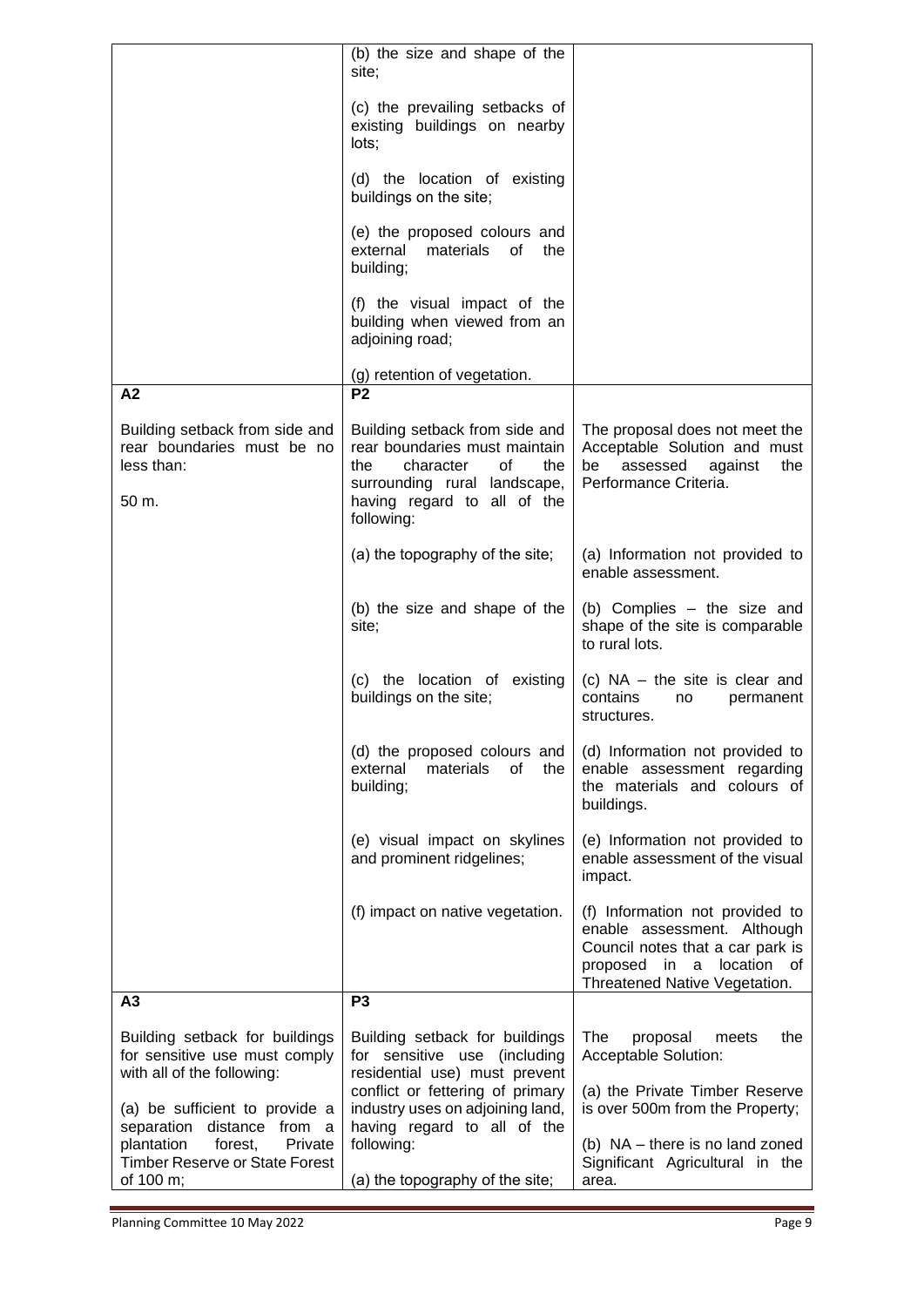| | | |
|---|---|---|
| | (b) the size and shape of the site;<br><br>(c) the prevailing setbacks of existing buildings on nearby lots;<br><br>(d) the location of existing buildings on the site;<br><br>(e) the proposed colours and external materials of the building;<br><br>(f) the visual impact of the building when viewed from an adjoining road;<br><br>(g) retention of vegetation. | |
| **A2**<br><br>Building setback from side and rear boundaries must be no less than:<br><br>50 m. | **P2**<br><br>Building setback from side and rear boundaries must maintain the character of the surrounding rural landscape, having regard to all of the following: | The proposal does not meet the Acceptable Solution and must be assessed against the Performance Criteria. |
| | (a) the topography of the site; | (a) Information not provided to enable assessment. |
| | (b) the size and shape of the site; | (b) Complies – the size and shape of the site is comparable to rural lots. |
| | (c) the location of existing buildings on the site; | (c) NA – the site is clear and contains no permanent structures. |
| | (d) the proposed colours and external materials of the building; | (d) Information not provided to enable assessment regarding the materials and colours of buildings. |
| | (e) visual impact on skylines and prominent ridgelines; | (e) Information not provided to enable assessment of the visual impact. |
| | (f) impact on native vegetation. | (f) Information not provided to enable assessment. Although Council notes that a car park is proposed in a location of Threatened Native Vegetation. |
| **A3**<br><br>Building setback for buildings for sensitive use must comply with all of the following:<br><br>(a) be sufficient to provide a separation distance from a plantation forest, Private Timber Reserve or State Forest of 100 m; | **P3**<br><br>Building setback for buildings for sensitive use (including residential use) must prevent conflict or fettering of primary industry uses on adjoining land, having regard to all of the following:<br><br>(a) the topography of the site; | The proposal meets the Acceptable Solution:<br><br>(a) the Private Timber Reserve is over 500m from the Property;<br><br>(b) NA – there is no land zoned Significant Agricultural in the area. |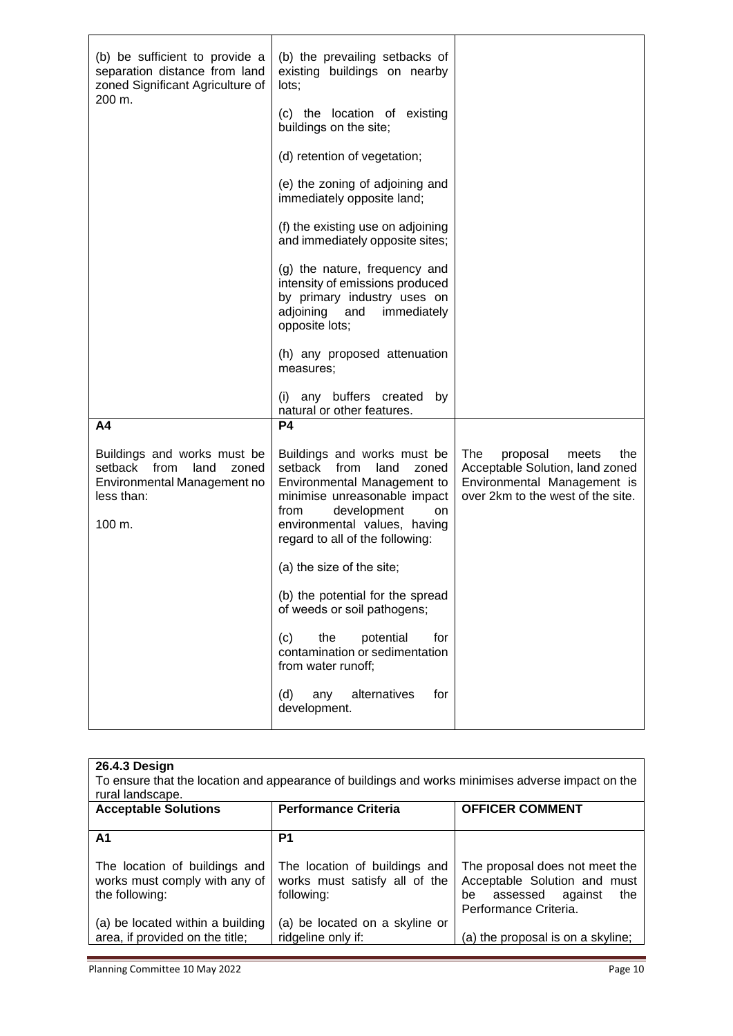| | | |
|---|---|---|
| (b) be sufficient to provide a separation distance from land zoned Significant Agriculture of 200 m. | (b) the prevailing setbacks of existing buildings on nearby lots;<br><br>(c) the location of existing buildings on the site;<br><br>(d) retention of vegetation;<br><br>(e) the zoning of adjoining and immediately opposite land;<br><br>(f) the existing use on adjoining and immediately opposite sites;<br><br>(g) the nature, frequency and intensity of emissions produced by primary industry uses on adjoining and immediately opposite lots;<br><br>(h) any proposed attenuation measures;<br><br>(i) any buffers created by natural or other features. | |
| **A4** | **P4** | |
| Buildings and works must be setback from land zoned Environmental Management no less than:<br><br>100 m. | Buildings and works must be setback from land zoned Environmental Management to minimise unreasonable impact from development on environmental values, having regard to all of the following:<br><br>(a) the size of the site;<br><br>(b) the potential for the spread of weeds or soil pathogens;<br><br>(c) the potential for contamination or sedimentation from water runoff;<br><br>(d) any alternatives for development. | The proposal meets the Acceptable Solution, land zoned Environmental Management is over 2km to the west of the site. |

**26.4.3 Design**

To ensure that the location and appearance of buildings and works minimises adverse impact on the rural landscape.

| **Acceptable Solutions** | **Performance Criteria** | **OFFICER COMMENT** |
|---|---|---|
| **A1** | **P1** | |
| The location of buildings and works must comply with any of the following:<br><br>(a) be located within a building area, if provided on the title; | The location of buildings and works must satisfy all of the following:<br><br>(a) be located on a skyline or ridgeline only if: | The proposal does not meet the Acceptable Solution and must be assessed against the Performance Criteria.<br><br>(a) the proposal is on a skyline; |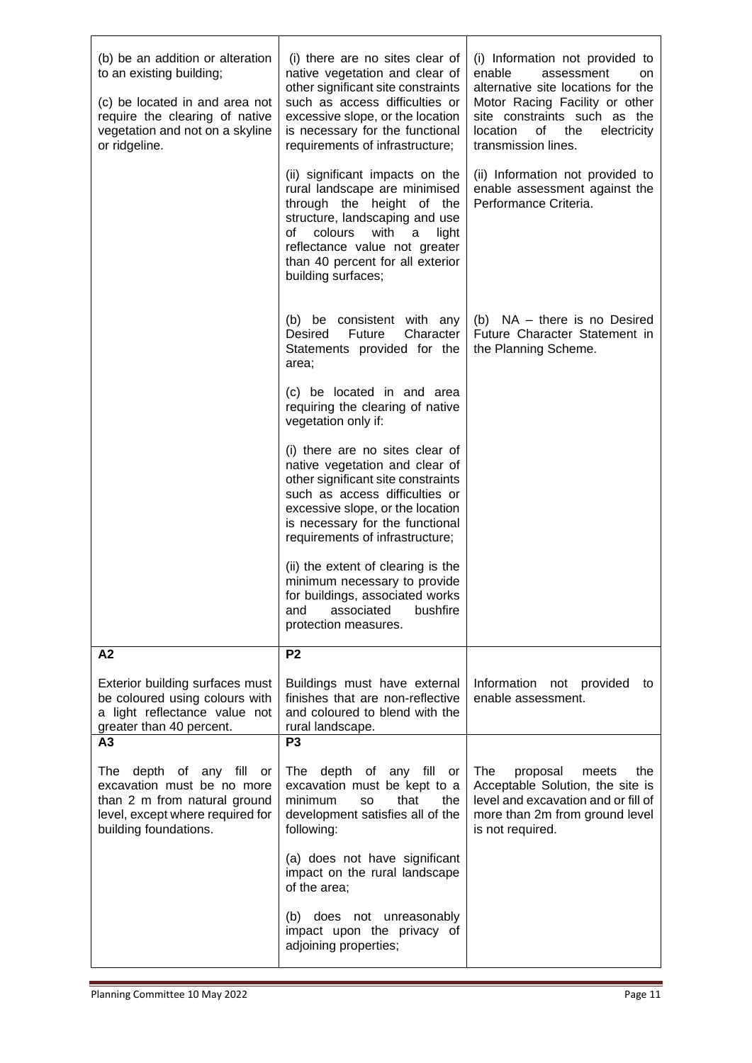| | | |
|---|---|---|
| (b) be an addition or alteration to an existing building;<br><br>(c) be located in and area not require the clearing of native vegetation and not on a skyline or ridgeline. | (i) there are no sites clear of native vegetation and clear of other significant site constraints such as access difficulties or excessive slope, or the location is necessary for the functional requirements of infrastructure;<br><br>(ii) significant impacts on the rural landscape are minimised through the height of the structure, landscaping and use of colours with a light reflectance value not greater than 40 percent for all exterior building surfaces;<br><br>(b) be consistent with any Desired Future Character Statements provided for the area;<br><br>(c) be located in and area requiring the clearing of native vegetation only if:<br><br>(i) there are no sites clear of native vegetation and clear of other significant site constraints such as access difficulties or excessive slope, or the location is necessary for the functional requirements of infrastructure;<br><br>(ii) the extent of clearing is the minimum necessary to provide for buildings, associated works and associated bushfire protection measures. | (i) Information not provided to enable assessment on alternative site locations for the Motor Racing Facility or other site constraints such as the location of the electricity transmission lines.<br><br>(ii) Information not provided to enable assessment against the Performance Criteria.<br><br>(b) NA – there is no Desired Future Character Statement in the Planning Scheme. |
| **A2**<br><br>Exterior building surfaces must be coloured using colours with a light reflectance value not greater than 40 percent. | **P2**<br><br>Buildings must have external finishes that are non-reflective and coloured to blend with the rural landscape. | Information not provided to enable assessment. |
| **A3**<br><br>The depth of any fill or excavation must be no more than 2 m from natural ground level, except where required for building foundations. | **P3**<br><br>The depth of any fill or excavation must be kept to a minimum so that the development satisfies all of the following:<br><br>(a) does not have significant impact on the rural landscape of the area;<br><br>(b) does not unreasonably impact upon the privacy of adjoining properties; | The proposal meets the Acceptable Solution, the site is level and excavation and or fill of more than 2m from ground level is not required. |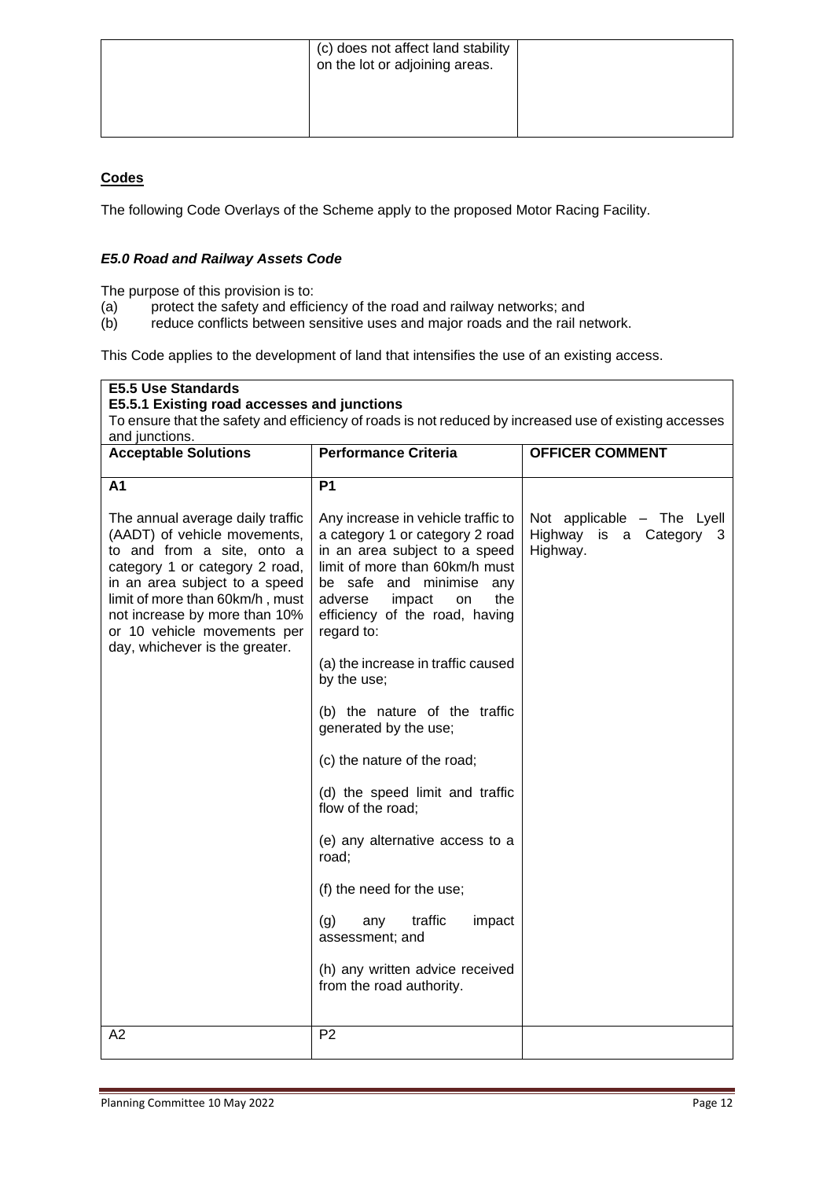| | (c) does not affect land stability on the lot or adjoining areas. | |
|---|---|---|

**Codes**

The following Code Overlays of the Scheme apply to the proposed Motor Racing Facility.

***E5.0 Road and Railway Assets Code***

The purpose of this provision is to:

(a) protect the safety and efficiency of the road and railway networks; and
(b) reduce conflicts between sensitive uses and major roads and the rail network.

This Code applies to the development of land that intensifies the use of an existing access.

**E5.5 Use Standards**
**E5.5.1 Existing road accesses and junctions**
To ensure that the safety and efficiency of roads is not reduced by increased use of existing accesses and junctions.

| Acceptable Solutions | Performance Criteria | OFFICER COMMENT |
|---|---|---|
| **A1** | **P1** | |
| The annual average daily traffic (AADT) of vehicle movements, to and from a site, onto a category 1 or category 2 road, in an area subject to a speed limit of more than 60km/h , must not increase by more than 10% or 10 vehicle movements per day, whichever is the greater. | Any increase in vehicle traffic to a category 1 or category 2 road in an area subject to a speed limit of more than 60km/h must be safe and minimise any adverse impact on the efficiency of the road, having regard to:<br><br>(a) the increase in traffic caused by the use;<br><br>(b) the nature of the traffic generated by the use;<br><br>(c) the nature of the road;<br><br>(d) the speed limit and traffic flow of the road;<br><br>(e) any alternative access to a road;<br><br>(f) the need for the use;<br><br>(g) any traffic impact assessment; and<br><br>(h) any written advice received from the road authority. | Not applicable – The Lyell Highway is a Category 3 Highway. |
| A2 | P2 | |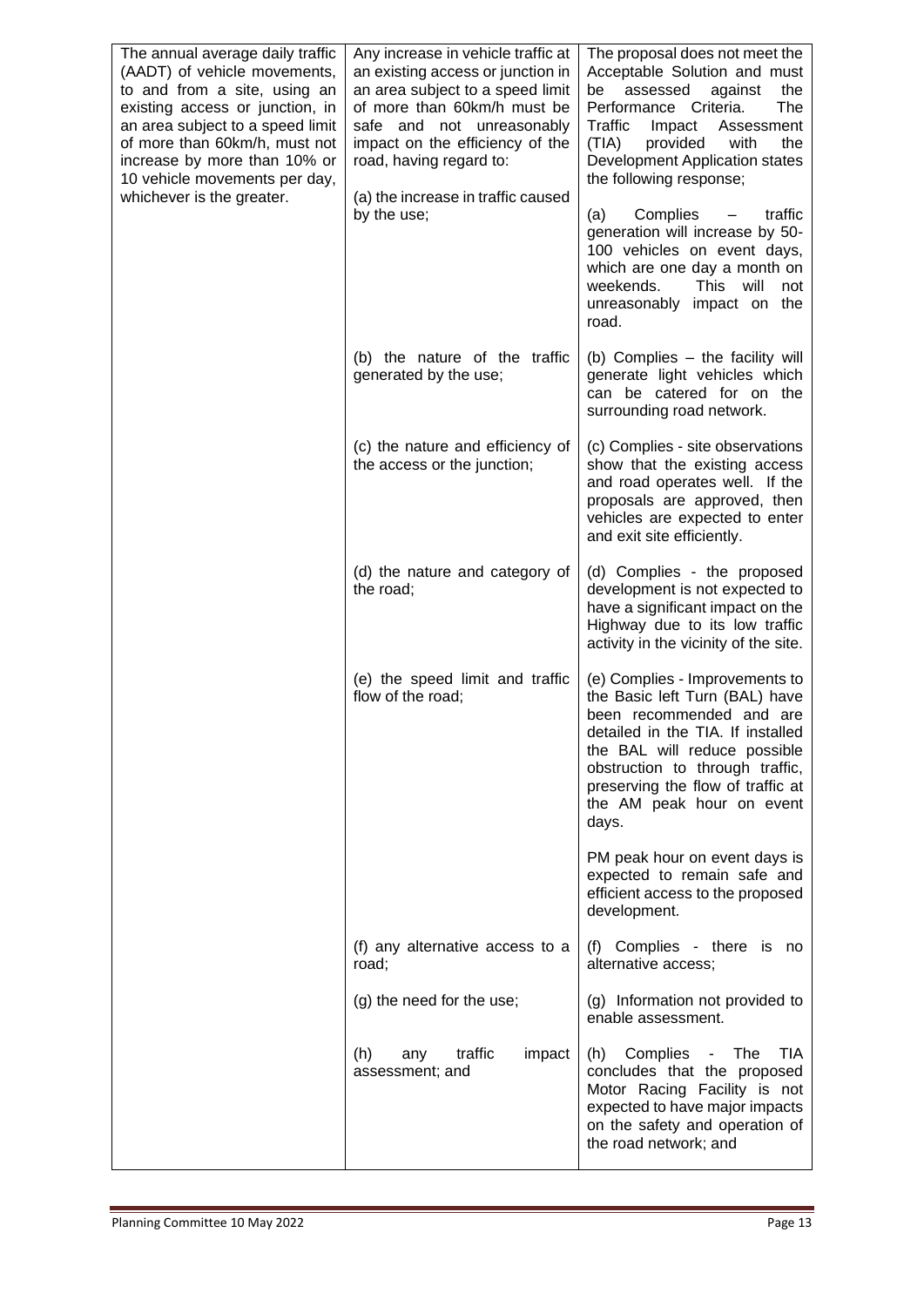| | | |
|---|---|---|
| The annual average daily traffic (AADT) of vehicle movements, to and from a site, using an existing access or junction, in an area subject to a speed limit of more than 60km/h, must not increase by more than 10% or 10 vehicle movements per day, whichever is the greater. | Any increase in vehicle traffic at an existing access or junction in an area subject to a speed limit of more than 60km/h must be safe and not unreasonably impact on the efficiency of the road, having regard to:<br><br>(a) the increase in traffic caused by the use; | The proposal does not meet the Acceptable Solution and must be assessed against the Performance Criteria. The Traffic Impact Assessment (TIA) provided with the Development Application states the following response;<br><br>(a) Complies – traffic generation will increase by 50-100 vehicles on event days, which are one day a month on weekends. This will not unreasonably impact on the road. |
| | (b) the nature of the traffic generated by the use; | (b) Complies – the facility will generate light vehicles which can be catered for on the surrounding road network. |
| | (c) the nature and efficiency of the access or the junction; | (c) Complies - site observations show that the existing access and road operates well. If the proposals are approved, then vehicles are expected to enter and exit site efficiently. |
| | (d) the nature and category of the road; | (d) Complies - the proposed development is not expected to have a significant impact on the Highway due to its low traffic activity in the vicinity of the site. |
| | (e) the speed limit and traffic flow of the road; | (e) Complies - Improvements to the Basic left Turn (BAL) have been recommended and are detailed in the TIA. If installed the BAL will reduce possible obstruction to through traffic, preserving the flow of traffic at the AM peak hour on event days.<br><br>PM peak hour on event days is expected to remain safe and efficient access to the proposed development. |
| | (f) any alternative access to a road; | (f) Complies - there is no alternative access; |
| | (g) the need for the use; | (g) Information not provided to enable assessment. |
| | (h) any traffic impact assessment; and | (h) Complies - The TIA concludes that the proposed Motor Racing Facility is not expected to have major impacts on the safety and operation of the road network; and |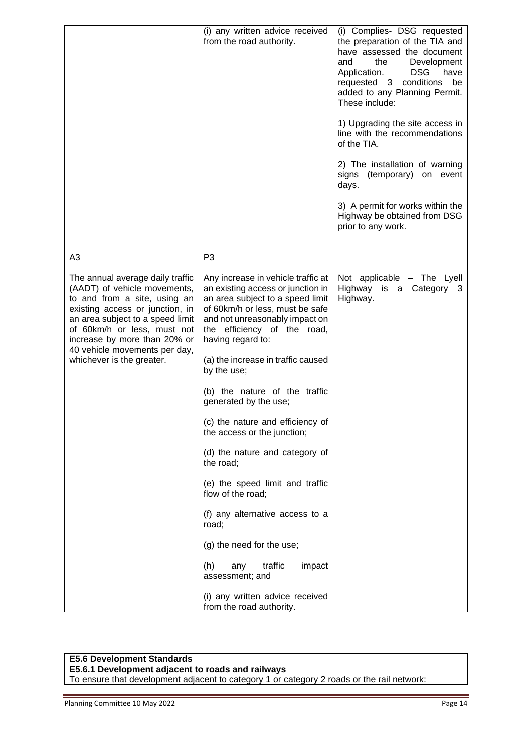| | | |
|---|---|---|
| | (i) any written advice received from the road authority. | (i) Complies- DSG requested the preparation of the TIA and have assessed the document and the Development Application. DSG have requested 3 conditions be added to any Planning Permit. These include:<br><br>1) Upgrading the site access in line with the recommendations of the TIA.<br><br>2) The installation of warning signs (temporary) on event days.<br><br>3) A permit for works within the Highway be obtained from DSG prior to any work. |
| A3<br><br>The annual average daily traffic (AADT) of vehicle movements, to and from a site, using an existing access or junction, in an area subject to a speed limit of 60km/h or less, must not increase by more than 20% or 40 vehicle movements per day, whichever is the greater. | P3<br><br>Any increase in vehicle traffic at an existing access or junction in an area subject to a speed limit of 60km/h or less, must be safe and not unreasonably impact on the efficiency of the road, having regard to:<br><br>(a) the increase in traffic caused by the use;<br><br>(b) the nature of the traffic generated by the use;<br><br>(c) the nature and efficiency of the access or the junction;<br><br>(d) the nature and category of the road;<br><br>(e) the speed limit and traffic flow of the road;<br><br>(f) any alternative access to a road;<br><br>(g) the need for the use;<br><br>(h) any traffic impact assessment; and<br><br>(i) any written advice received from the road authority. | Not applicable – The Lyell Highway is a Category 3 Highway. |

| **E5.6 Development Standards** |
|---|
| **E5.6.1 Development adjacent to roads and railways** |
| To ensure that development adjacent to category 1 or category 2 roads or the rail network: |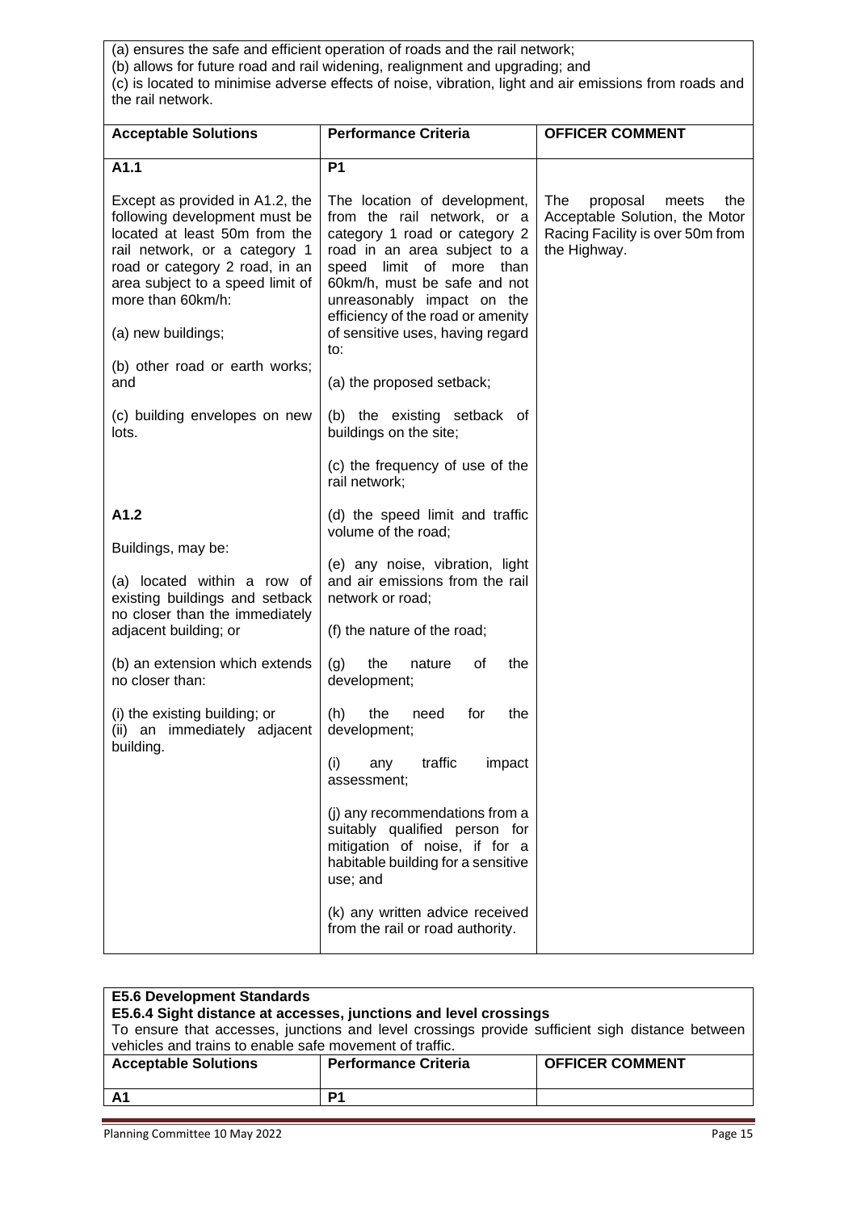(a) ensures the safe and efficient operation of roads and the rail network;
(b) allows for future road and rail widening, realignment and upgrading; and
(c) is located to minimise adverse effects of noise, vibration, light and air emissions from roads and the rail network.

| Acceptable Solutions | Performance Criteria | OFFICER COMMENT |
|---|---|---|
| **A1.1**<br><br>Except as provided in A1.2, the following development must be located at least 50m from the rail network, or a category 1 road or category 2 road, in an area subject to a speed limit of more than 60km/h:<br><br>(a) new buildings;<br><br>(b) other road or earth works; and<br><br>(c) building envelopes on new lots.<br><br>**A1.2**<br><br>Buildings, may be:<br><br>(a) located within a row of existing buildings and setback no closer than the immediately adjacent building; or<br><br>(b) an extension which extends no closer than:<br><br>(i) the existing building; or<br>(ii) an immediately adjacent building. | **P1**<br><br>The location of development, from the rail network, or a category 1 road or category 2 road in an area subject to a speed limit of more than 60km/h, must be safe and not unreasonably impact on the efficiency of the road or amenity of sensitive uses, having regard to:<br><br>(a) the proposed setback;<br><br>(b) the existing setback of buildings on the site;<br><br>(c) the frequency of use of the rail network;<br><br>(d) the speed limit and traffic volume of the road;<br><br>(e) any noise, vibration, light and air emissions from the rail network or road;<br><br>(f) the nature of the road;<br><br>(g) the nature of the development;<br><br>(h) the need for the development;<br><br>(i) any traffic impact assessment;<br><br>(j) any recommendations from a suitably qualified person for mitigation of noise, if for a habitable building for a sensitive use; and<br><br>(k) any written advice received from the rail or road authority. | The proposal meets the Acceptable Solution, the Motor Racing Facility is over 50m from the Highway. |

**E5.6 Development Standards**
**E5.6.4 Sight distance at accesses, junctions and level crossings**
To ensure that accesses, junctions and level crossings provide sufficient sigh distance between vehicles and trains to enable safe movement of traffic.

| Acceptable Solutions | Performance Criteria | OFFICER COMMENT |
|---|---|---|
| **A1** | **P1** | |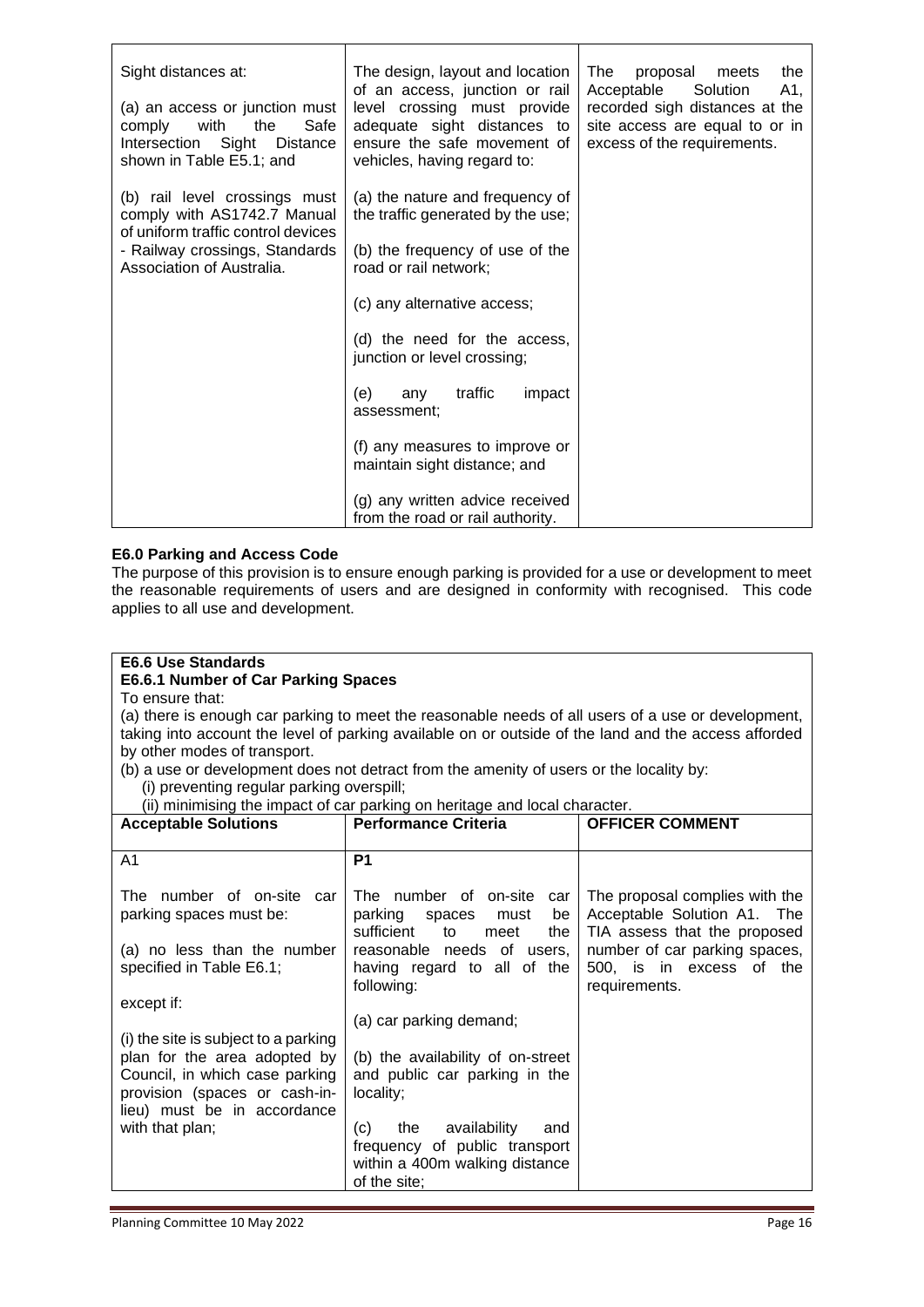| | | |
|---|---|---|
| Sight distances at:<br><br>(a) an access or junction must comply with the Safe Intersection Sight Distance shown in Table E5.1; and<br><br>(b) rail level crossings must comply with AS1742.7 Manual of uniform traffic control devices - Railway crossings, Standards Association of Australia. | The design, layout and location of an access, junction or rail level crossing must provide adequate sight distances to ensure the safe movement of vehicles, having regard to:<br><br>(a) the nature and frequency of the traffic generated by the use;<br><br>(b) the frequency of use of the road or rail network;<br><br>(c) any alternative access;<br><br>(d) the need for the access, junction or level crossing;<br><br>(e) any traffic impact assessment;<br><br>(f) any measures to improve or maintain sight distance; and<br><br>(g) any written advice received from the road or rail authority. | The proposal meets the Acceptable Solution A1, recorded sigh distances at the site access are equal to or in excess of the requirements. |

**E6.0 Parking and Access Code**

The purpose of this provision is to ensure enough parking is provided for a use or development to meet the reasonable requirements of users and are designed in conformity with recognised. This code applies to all use and development.

**E6.6 Use Standards**

**E6.6.1 Number of Car Parking Spaces**

To ensure that:

(a) there is enough car parking to meet the reasonable needs of all users of a use or development, taking into account the level of parking available on or outside of the land and the access afforded by other modes of transport.

(b) a use or development does not detract from the amenity of users or the locality by:

(i) preventing regular parking overspill;

(ii) minimising the impact of car parking on heritage and local character.

| **Acceptable Solutions** | **Performance Criteria** | **OFFICER COMMENT** |
|---|---|---|
| A1<br><br>The number of on-site car parking spaces must be:<br><br>(a) no less than the number specified in Table E6.1;<br><br>except if:<br><br>(i) the site is subject to a parking plan for the area adopted by Council, in which case parking provision (spaces or cash-in-lieu) must be in accordance with that plan; | **P1**<br><br>The number of on-site car parking spaces must be sufficient to meet the reasonable needs of users, having regard to all of the following:<br><br>(a) car parking demand;<br><br>(b) the availability of on-street and public car parking in the locality;<br><br>(c) the availability and frequency of public transport within a 400m walking distance of the site; | The proposal complies with the Acceptable Solution A1. The TIA assess that the proposed number of car parking spaces, 500, is in excess of the requirements. |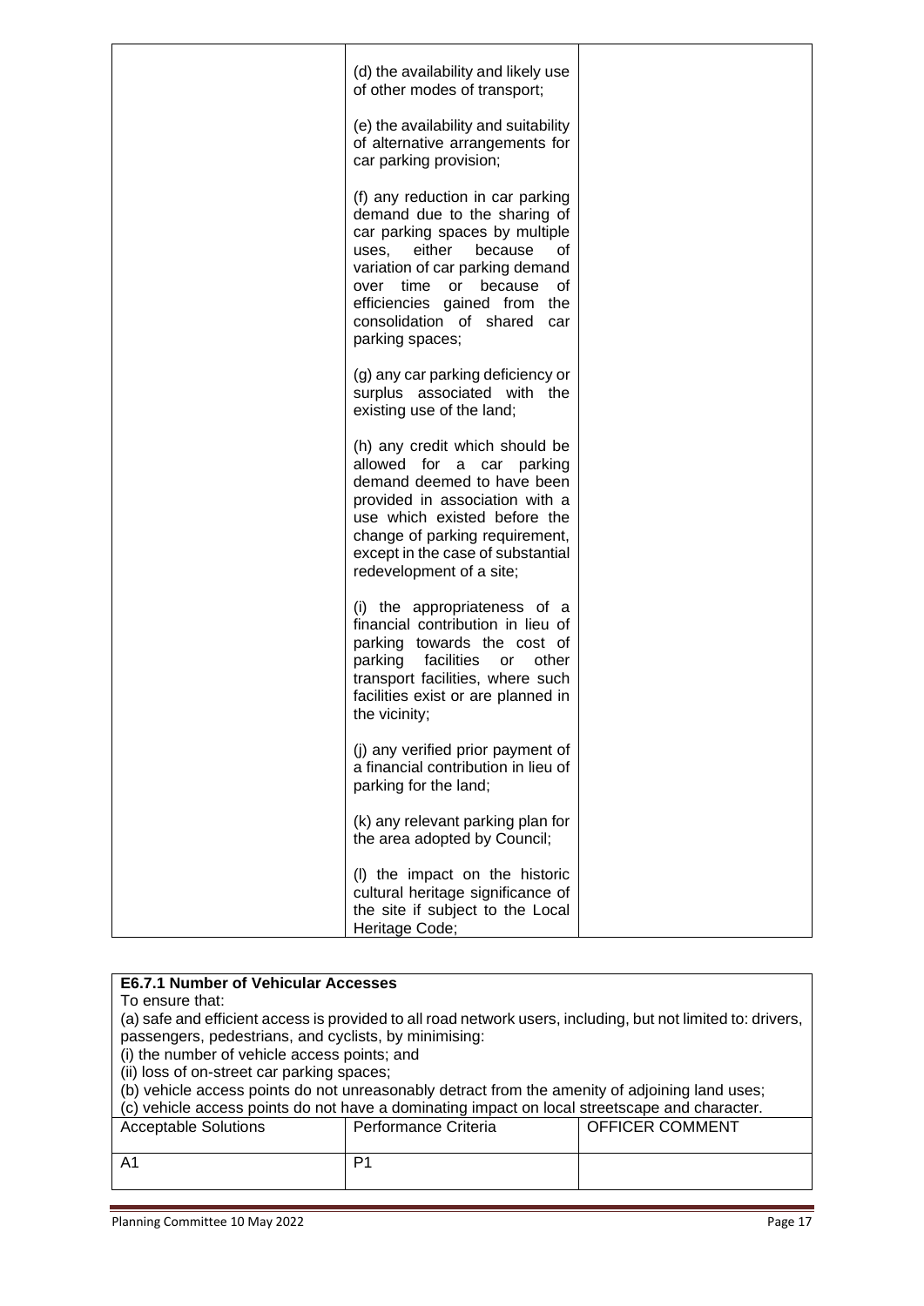| | | |
|---|---|---|
| | (d) the availability and likely use of other modes of transport;<br><br>(e) the availability and suitability of alternative arrangements for car parking provision;<br><br>(f) any reduction in car parking demand due to the sharing of car parking spaces by multiple uses, either because of variation of car parking demand over time or because of efficiencies gained from the consolidation of shared car parking spaces;<br><br>(g) any car parking deficiency or surplus associated with the existing use of the land;<br><br>(h) any credit which should be allowed for a car parking demand deemed to have been provided in association with a use which existed before the change of parking requirement, except in the case of substantial redevelopment of a site;<br><br>(i) the appropriateness of a financial contribution in lieu of parking towards the cost of parking facilities or other transport facilities, where such facilities exist or are planned in the vicinity;<br><br>(j) any verified prior payment of a financial contribution in lieu of parking for the land;<br><br>(k) any relevant parking plan for the area adopted by Council;<br><br>(l) the impact on the historic cultural heritage significance of the site if subject to the Local Heritage Code; | |

**E6.7.1 Number of Vehicular Accesses**

To ensure that:

(a) safe and efficient access is provided to all road network users, including, but not limited to: drivers, passengers, pedestrians, and cyclists, by minimising:

(i) the number of vehicle access points; and

(ii) loss of on-street car parking spaces;

(b) vehicle access points do not unreasonably detract from the amenity of adjoining land uses;

(c) vehicle access points do not have a dominating impact on local streetscape and character.

| Acceptable Solutions | Performance Criteria | OFFICER COMMENT |
|---|---|---|
| A1 | P1 | |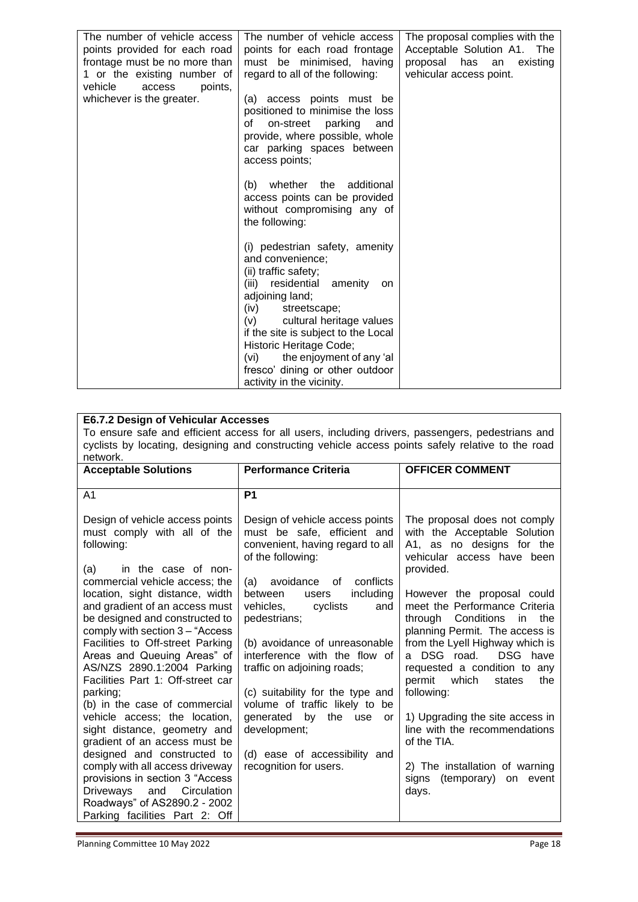| | | |
|---|---|---|
| The number of vehicle access points provided for each road frontage must be no more than 1 or the existing number of vehicle access points, whichever is the greater. | The number of vehicle access points for each road frontage must be minimised, having regard to all of the following:<br><br>(a) access points must be positioned to minimise the loss of on-street parking and provide, where possible, whole car parking spaces between access points;<br><br>(b) whether the additional access points can be provided without compromising any of the following:<br><br>(i) pedestrian safety, amenity and convenience;<br>(ii) traffic safety;<br>(iii) residential amenity on adjoining land;<br>(iv) streetscape;<br>(v) cultural heritage values if the site is subject to the Local Historic Heritage Code;<br>(vi) the enjoyment of any 'al fresco' dining or other outdoor activity in the vicinity. | The proposal complies with the Acceptable Solution A1. The proposal has an existing vehicular access point. |

**E6.7.2 Design of Vehicular Accesses**

To ensure safe and efficient access for all users, including drivers, passengers, pedestrians and cyclists by locating, designing and constructing vehicle access points safely relative to the road network.

| Acceptable Solutions | Performance Criteria | OFFICER COMMENT |
|---|---|---|
| A1 | P1 | |
| Design of vehicle access points must comply with all of the following:<br><br>(a) in the case of non-commercial vehicle access; the location, sight distance, width and gradient of an access must be designed and constructed to comply with section 3 – "Access Facilities to Off-street Parking Areas and Queuing Areas" of AS/NZS 2890.1:2004 Parking Facilities Part 1: Off-street car parking;<br>(b) in the case of commercial vehicle access; the location, sight distance, geometry and gradient of an access must be designed and constructed to comply with all access driveway provisions in section 3 "Access Driveways and Circulation Roadways" of AS2890.2 - 2002 Parking facilities Part 2: Off | Design of vehicle access points must be safe, efficient and convenient, having regard to all of the following:<br><br>(a) avoidance of conflicts between users including vehicles, cyclists and pedestrians;<br><br>(b) avoidance of unreasonable interference with the flow of traffic on adjoining roads;<br><br>(c) suitability for the type and volume of traffic likely to be generated by the use or development;<br><br>(d) ease of accessibility and recognition for users. | The proposal does not comply with the Acceptable Solution A1, as no designs for the vehicular access have been provided.<br><br>However the proposal could meet the Performance Criteria through Conditions in the planning Permit. The access is from the Lyell Highway which is a DSG road. DSG have requested a condition to any permit which states the following:<br><br>1) Upgrading the site access in line with the recommendations of the TIA.<br><br>2) The installation of warning signs (temporary) on event days. |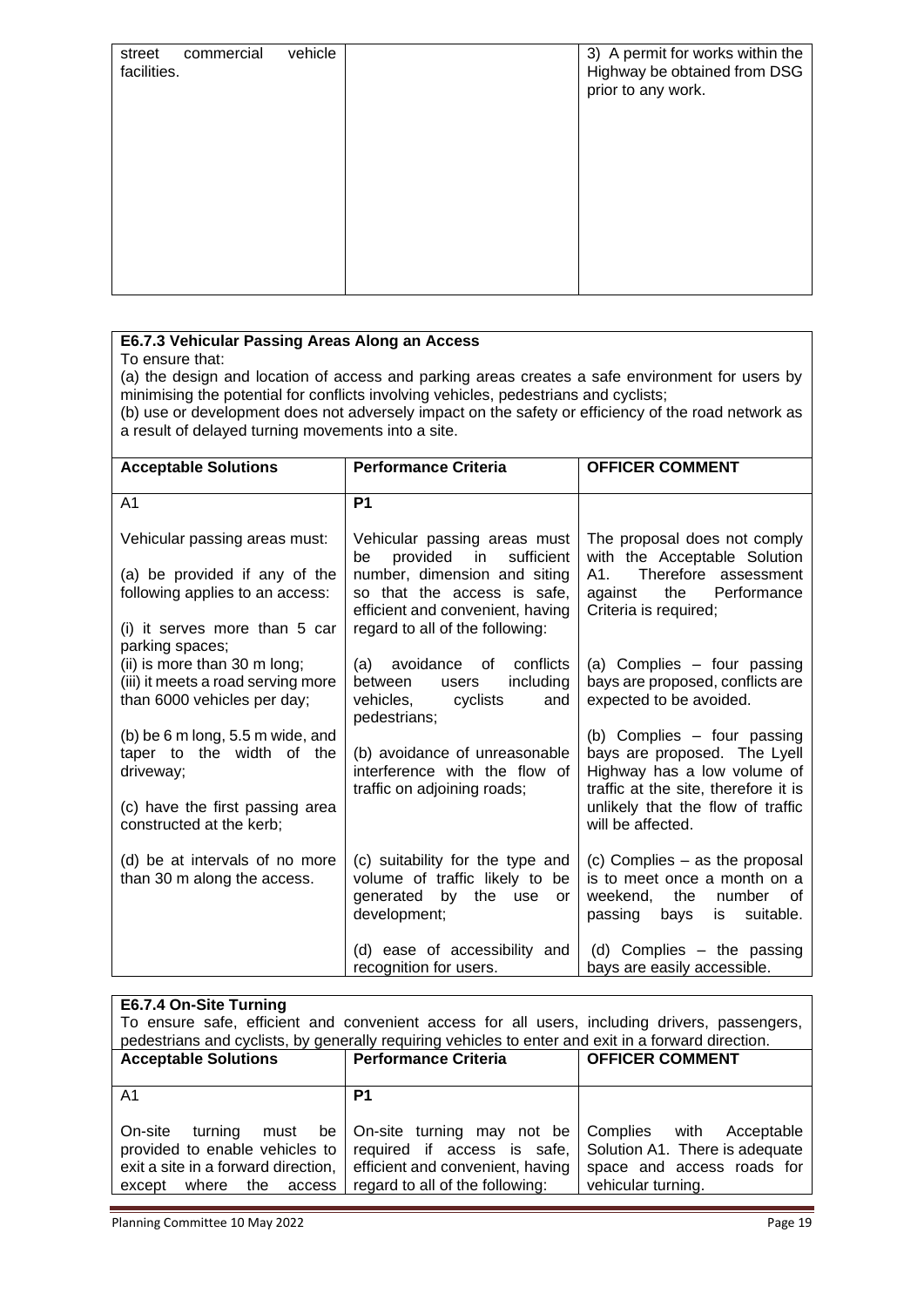| | | |
|---|---|---|
| street commercial vehicle facilities. | | 3) A permit for works within the Highway be obtained from DSG prior to any work. |

**E6.7.3 Vehicular Passing Areas Along an Access**

To ensure that:

(a) the design and location of access and parking areas creates a safe environment for users by minimising the potential for conflicts involving vehicles, pedestrians and cyclists;

(b) use or development does not adversely impact on the safety or efficiency of the road network as a result of delayed turning movements into a site.

| Acceptable Solutions | Performance Criteria | OFFICER COMMENT |
|---|---|---|
| A1 | P1 | |
| Vehicular passing areas must:<br><br>(a) be provided if any of the following applies to an access:<br><br>(i) it serves more than 5 car parking spaces;<br>(ii) is more than 30 m long;<br>(iii) it meets a road serving more than 6000 vehicles per day; | Vehicular passing areas must be provided in sufficient number, dimension and siting so that the access is safe, efficient and convenient, having regard to all of the following:<br><br>(a) avoidance of conflicts between users including vehicles, cyclists and pedestrians; | The proposal does not comply with the Acceptable Solution A1. Therefore assessment against the Performance Criteria is required;<br><br>(a) Complies – four passing bays are proposed, conflicts are expected to be avoided. |
| (b) be 6 m long, 5.5 m wide, and taper to the width of the driveway;<br><br>(c) have the first passing area constructed at the kerb; | (b) avoidance of unreasonable interference with the flow of traffic on adjoining roads; | (b) Complies – four passing bays are proposed. The Lyell Highway has a low volume of traffic at the site, therefore it is unlikely that the flow of traffic will be affected. |
| (d) be at intervals of no more than 30 m along the access. | (c) suitability for the type and volume of traffic likely to be generated by the use or development; | (c) Complies – as the proposal is to meet once a month on a weekend, the number of passing bays is suitable. |
| | (d) ease of accessibility and recognition for users. | (d) Complies – the passing bays are easily accessible. |

**E6.7.4 On-Site Turning**

To ensure safe, efficient and convenient access for all users, including drivers, passengers, pedestrians and cyclists, by generally requiring vehicles to enter and exit in a forward direction.

| Acceptable Solutions | Performance Criteria | OFFICER COMMENT |
|---|---|---|
| A1 | P1 | |
| On-site turning must be provided to enable vehicles to exit a site in a forward direction, except where the access | On-site turning may not be required if access is safe, efficient and convenient, having regard to all of the following: | Complies with Acceptable Solution A1. There is adequate space and access roads for vehicular turning. |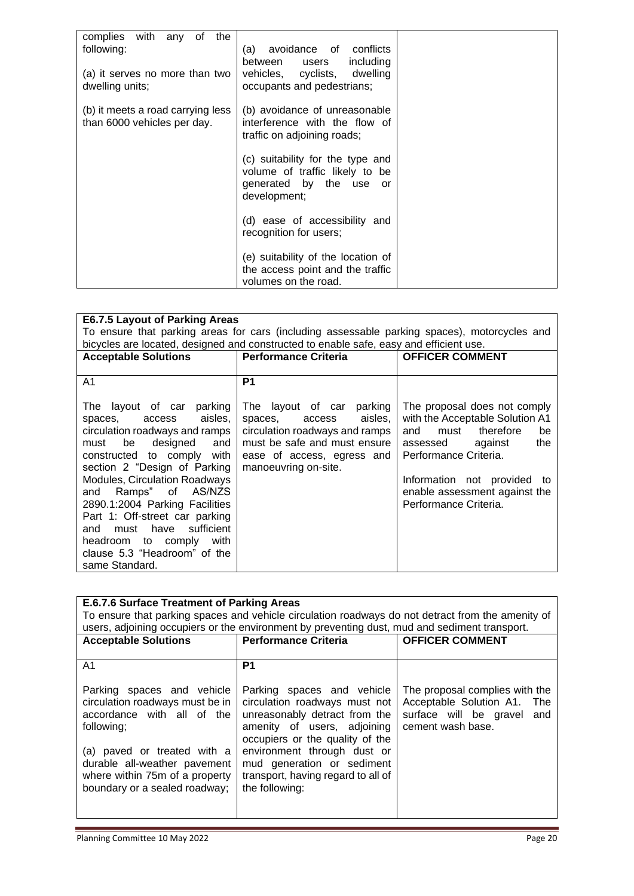| | | |
|---|---|---|
| complies with any of the following:<br><br>(a) it serves no more than two dwelling units;<br><br>(b) it meets a road carrying less than 6000 vehicles per day. | (a) avoidance of conflicts between users including vehicles, cyclists, dwelling occupants and pedestrians;<br><br>(b) avoidance of unreasonable interference with the flow of traffic on adjoining roads;<br><br>(c) suitability for the type and volume of traffic likely to be generated by the use or development;<br><br>(d) ease of accessibility and recognition for users;<br><br>(e) suitability of the location of the access point and the traffic volumes on the road. | |

**E6.7.5 Layout of Parking Areas**

To ensure that parking areas for cars (including assessable parking spaces), motorcycles and bicycles are located, designed and constructed to enable safe, easy and efficient use.

| Acceptable Solutions | Performance Criteria | OFFICER COMMENT |
|---|---|---|
| A1 | P1 | |
| The layout of car parking spaces, access aisles, circulation roadways and ramps must be designed and constructed to comply with section 2 "Design of Parking Modules, Circulation Roadways and Ramps" of AS/NZS 2890.1:2004 Parking Facilities Part 1: Off-street car parking and must have sufficient headroom to comply with clause 5.3 "Headroom" of the same Standard. | The layout of car parking spaces, access aisles, circulation roadways and ramps must be safe and must ensure ease of access, egress and manoeuvring on-site. | The proposal does not comply with the Acceptable Solution A1 and must therefore be assessed against the Performance Criteria.<br><br>Information not provided to enable assessment against the Performance Criteria. |

**E.6.7.6 Surface Treatment of Parking Areas**

To ensure that parking spaces and vehicle circulation roadways do not detract from the amenity of users, adjoining occupiers or the environment by preventing dust, mud and sediment transport.

| Acceptable Solutions | Performance Criteria | OFFICER COMMENT |
|---|---|---|
| A1 | P1 | |
| Parking spaces and vehicle circulation roadways must be in accordance with all of the following;<br><br>(a) paved or treated with a durable all-weather pavement where within 75m of a property boundary or a sealed roadway; | Parking spaces and vehicle circulation roadways must not unreasonably detract from the amenity of users, adjoining occupiers or the quality of the environment through dust or mud generation or sediment transport, having regard to all of the following: | The proposal complies with the Acceptable Solution A1. The surface will be gravel and cement wash base. |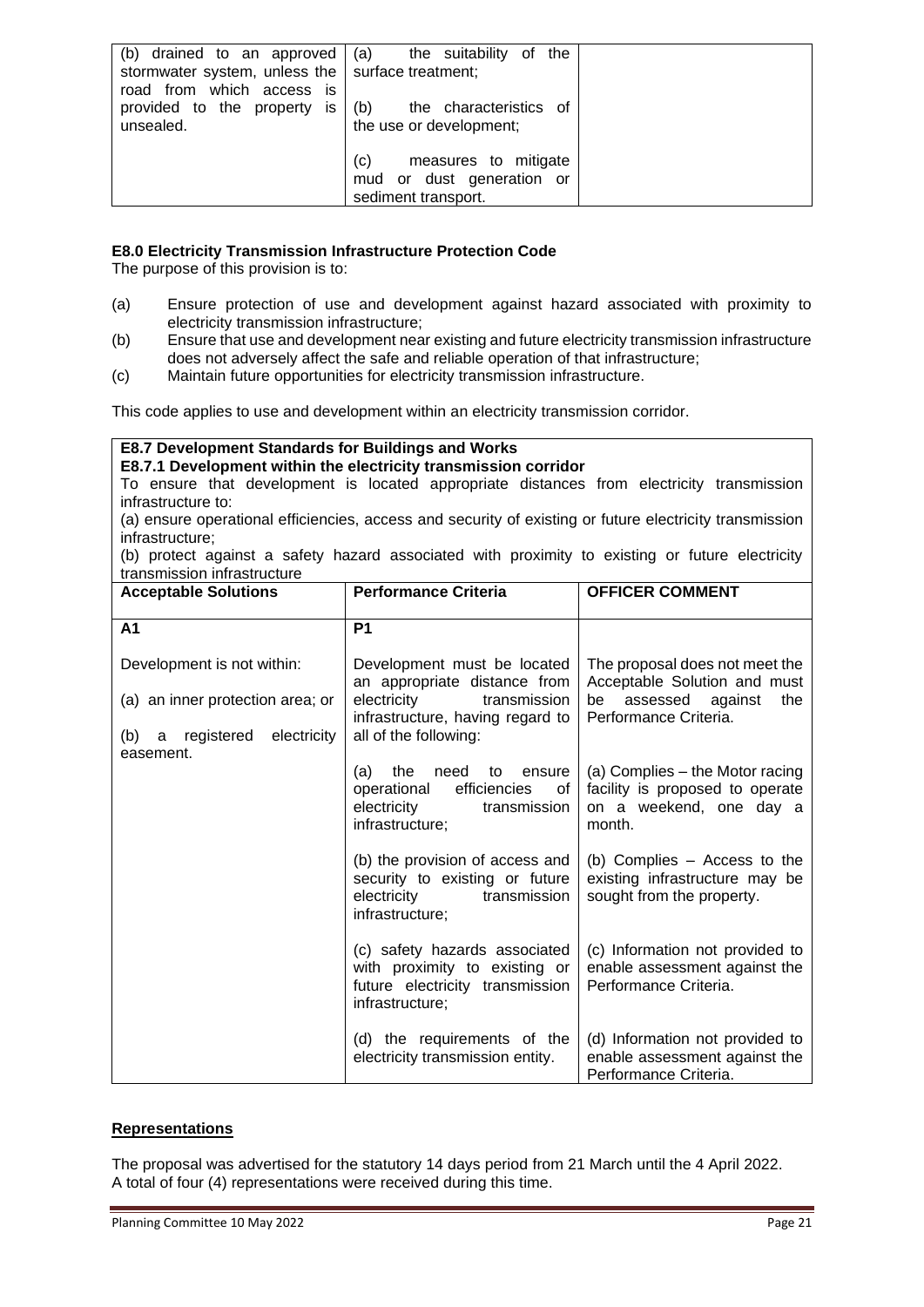| (b) drained to an approved stormwater system, unless the road from which access is provided to the property is unsealed. | (a) the suitability of the surface treatment;<br><br>(b) the characteristics of the use or development;<br><br>(c) measures to mitigate mud or dust generation or sediment transport. | |
|---|---|---|

**E8.0 Electricity Transmission Infrastructure Protection Code**

The purpose of this provision is to:

(a) Ensure protection of use and development against hazard associated with proximity to electricity transmission infrastructure;

(b) Ensure that use and development near existing and future electricity transmission infrastructure does not adversely affect the safe and reliable operation of that infrastructure;

(c) Maintain future opportunities for electricity transmission infrastructure.

This code applies to use and development within an electricity transmission corridor.

**E8.7 Development Standards for Buildings and Works**

**E8.7.1 Development within the electricity transmission corridor**

To ensure that development is located appropriate distances from electricity transmission infrastructure to:

(a) ensure operational efficiencies, access and security of existing or future electricity transmission infrastructure;

(b) protect against a safety hazard associated with proximity to existing or future electricity transmission infrastructure

| Acceptable Solutions | Performance Criteria | OFFICER COMMENT |
|---|---|---|
| **A1** | **P1** | |
| Development is not within:<br><br>(a) an inner protection area; or<br><br>(b) a registered electricity easement. | Development must be located an appropriate distance from electricity transmission infrastructure, having regard to all of the following: | The proposal does not meet the Acceptable Solution and must be assessed against the Performance Criteria. |
| | (a) the need to ensure operational efficiencies of electricity transmission infrastructure; | (a) Complies – the Motor racing facility is proposed to operate on a weekend, one day a month. |
| | (b) the provision of access and security to existing or future electricity transmission infrastructure; | (b) Complies – Access to the existing infrastructure may be sought from the property. |
| | (c) safety hazards associated with proximity to existing or future electricity transmission infrastructure; | (c) Information not provided to enable assessment against the Performance Criteria. |
| | (d) the requirements of the electricity transmission entity. | (d) Information not provided to enable assessment against the Performance Criteria. |

**Representations**

The proposal was advertised for the statutory 14 days period from 21 March until the 4 April 2022. A total of four (4) representations were received during this time.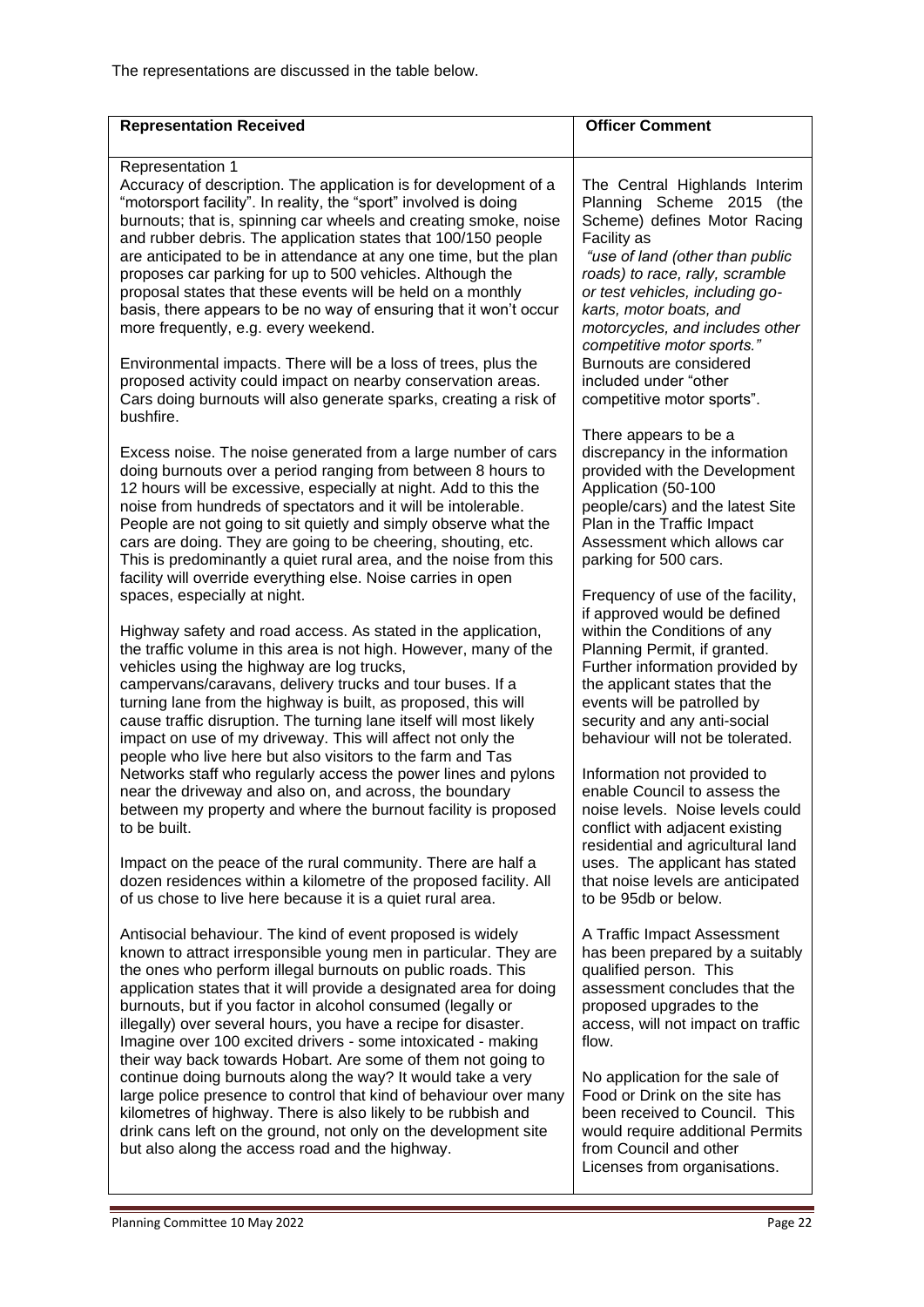The representations are discussed in the table below.

| Representation Received | Officer Comment |
| --- | --- |
| Representation 1<br>Accuracy of description. The application is for development of a "motorsport facility". In reality, the "sport" involved is doing burnouts; that is, spinning car wheels and creating smoke, noise and rubber debris. The application states that 100/150 people are anticipated to be in attendance at any one time, but the plan proposes car parking for up to 500 vehicles. Although the proposal states that these events will be held on a monthly basis, there appears to be no way of ensuring that it won't occur more frequently, e.g. every weekend.<br><br>Environmental impacts. There will be a loss of trees, plus the proposed activity could impact on nearby conservation areas. Cars doing burnouts will also generate sparks, creating a risk of bushfire.<br><br>Excess noise. The noise generated from a large number of cars doing burnouts over a period ranging from between 8 hours to 12 hours will be excessive, especially at night. Add to this the noise from hundreds of spectators and it will be intolerable. People are not going to sit quietly and simply observe what the cars are doing. They are going to be cheering, shouting, etc. This is predominantly a quiet rural area, and the noise from this facility will override everything else. Noise carries in open spaces, especially at night.<br><br>Highway safety and road access. As stated in the application, the traffic volume in this area is not high. However, many of the vehicles using the highway are log trucks, campervans/caravans, delivery trucks and tour buses. If a turning lane from the highway is built, as proposed, this will cause traffic disruption. The turning lane itself will most likely impact on use of my driveway. This will affect not only the people who live here but also visitors to the farm and Tas Networks staff who regularly access the power lines and pylons near the driveway and also on, and across, the boundary between my property and where the burnout facility is proposed to be built.<br><br>Impact on the peace of the rural community. There are half a dozen residences within a kilometre of the proposed facility. All of us chose to live here because it is a quiet rural area.<br><br>Antisocial behaviour. The kind of event proposed is widely known to attract irresponsible young men in particular. They are the ones who perform illegal burnouts on public roads. This application states that it will provide a designated area for doing burnouts, but if you factor in alcohol consumed (legally or illegally) over several hours, you have a recipe for disaster. Imagine over 100 excited drivers - some intoxicated - making their way back towards Hobart. Are some of them not going to continue doing burnouts along the way? It would take a very large police presence to control that kind of behaviour over many kilometres of highway. There is also likely to be rubbish and drink cans left on the ground, not only on the development site but also along the access road and the highway. | The Central Highlands Interim Planning Scheme 2015 (the Scheme) defines Motor Racing Facility as<br>*"use of land (other than public roads) to race, rally, scramble or test vehicles, including go-karts, motor boats, and motorcycles, and includes other competitive motor sports."*<br>Burnouts are considered included under "other competitive motor sports".<br><br>There appears to be a discrepancy in the information provided with the Development Application (50-100 people/cars) and the latest Site Plan in the Traffic Impact Assessment which allows car parking for 500 cars.<br><br>Frequency of use of the facility, if approved would be defined within the Conditions of any Planning Permit, if granted. Further information provided by the applicant states that the events will be patrolled by security and any anti-social behaviour will not be tolerated.<br><br>Information not provided to enable Council to assess the noise levels. Noise levels could conflict with adjacent existing residential and agricultural land uses. The applicant has stated that noise levels are anticipated to be 95db or below.<br><br>A Traffic Impact Assessment has been prepared by a suitably qualified person. This assessment concludes that the proposed upgrades to the access, will not impact on traffic flow.<br><br>No application for the sale of Food or Drink on the site has been received to Council. This would require additional Permits from Council and other Licenses from organisations. |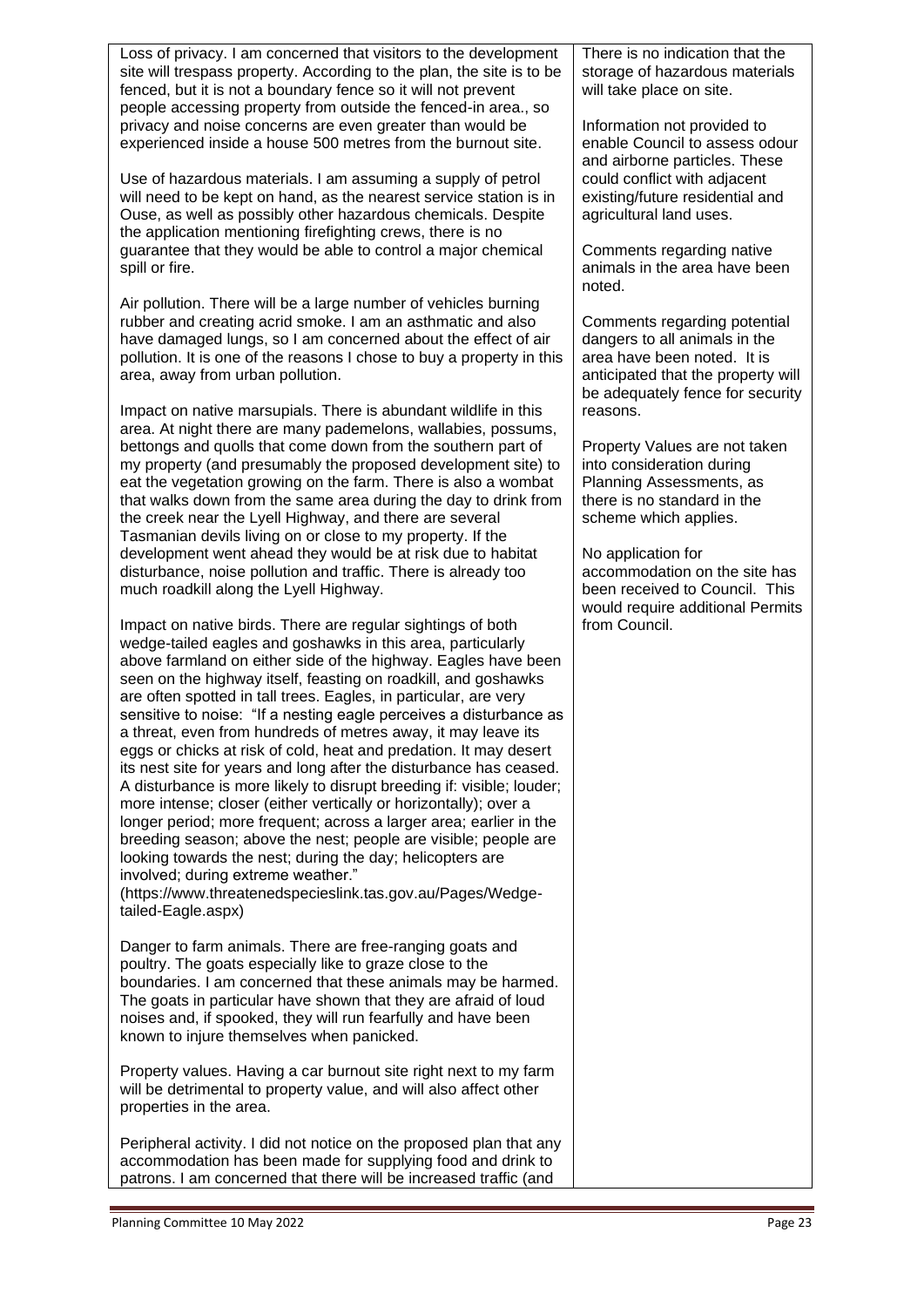| | |
|---|---|
| Loss of privacy. I am concerned that visitors to the development site will trespass property. According to the plan, the site is to be fenced, but it is not a boundary fence so it will not prevent people accessing property from outside the fenced-in area., so privacy and noise concerns are even greater than would be experienced inside a house 500 metres from the burnout site.<br><br>Use of hazardous materials. I am assuming a supply of petrol will need to be kept on hand, as the nearest service station is in Ouse, as well as possibly other hazardous chemicals. Despite the application mentioning firefighting crews, there is no guarantee that they would be able to control a major chemical spill or fire.<br><br>Air pollution. There will be a large number of vehicles burning rubber and creating acrid smoke. I am an asthmatic and also have damaged lungs, so I am concerned about the effect of air pollution. It is one of the reasons I chose to buy a property in this area, away from urban pollution.<br><br>Impact on native marsupials. There is abundant wildlife in this area. At night there are many pademelons, wallabies, possums, bettongs and quolls that come down from the southern part of my property (and presumably the proposed development site) to eat the vegetation growing on the farm. There is also a wombat that walks down from the same area during the day to drink from the creek near the Lyell Highway, and there are several Tasmanian devils living on or close to my property. If the development went ahead they would be at risk due to habitat disturbance, noise pollution and traffic. There is already too much roadkill along the Lyell Highway.<br><br>Impact on native birds. There are regular sightings of both wedge-tailed eagles and goshawks in this area, particularly above farmland on either side of the highway. Eagles have been seen on the highway itself, feasting on roadkill, and goshawks are often spotted in tall trees. Eagles, in particular, are very sensitive to noise: "If a nesting eagle perceives a disturbance as a threat, even from hundreds of metres away, it may leave its eggs or chicks at risk of cold, heat and predation. It may desert its nest site for years and long after the disturbance has ceased. A disturbance is more likely to disrupt breeding if: visible; louder; more intense; closer (either vertically or horizontally); over a longer period; more frequent; across a larger area; earlier in the breeding season; above the nest; people are visible; people are looking towards the nest; during the day; helicopters are involved; during extreme weather." (https://www.threatenedspecieslink.tas.gov.au/Pages/Wedge-tailed-Eagle.aspx)<br><br>Danger to farm animals. There are free-ranging goats and poultry. The goats especially like to graze close to the boundaries. I am concerned that these animals may be harmed. The goats in particular have shown that they are afraid of loud noises and, if spooked, they will run fearfully and have been known to injure themselves when panicked.<br><br>Property values. Having a car burnout site right next to my farm will be detrimental to property value, and will also affect other properties in the area.<br><br>Peripheral activity. I did not notice on the proposed plan that any accommodation has been made for supplying food and drink to patrons. I am concerned that there will be increased traffic (and | There is no indication that the storage of hazardous materials will take place on site.<br><br>Information not provided to enable Council to assess odour and airborne particles. These could conflict with adjacent existing/future residential and agricultural land uses.<br><br>Comments regarding native animals in the area have been noted.<br><br>Comments regarding potential dangers to all animals in the area have been noted. It is anticipated that the property will be adequately fence for security reasons.<br><br>Property Values are not taken into consideration during Planning Assessments, as there is no standard in the scheme which applies.<br><br>No application for accommodation on the site has been received to Council. This would require additional Permits from Council. |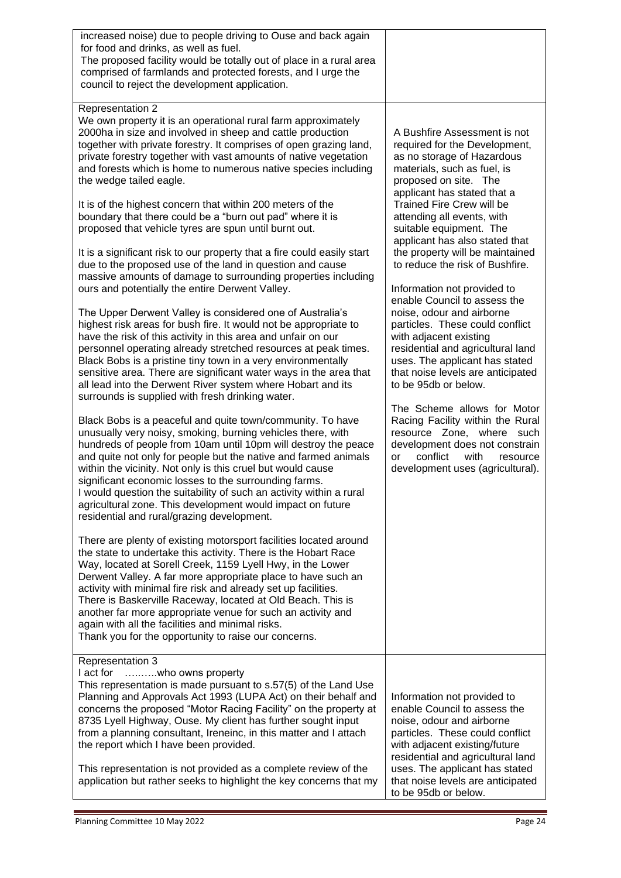| | |
|---|---|
| increased noise) due to people driving to Ouse and back again for food and drinks, as well as fuel.<br>The proposed facility would be totally out of place in a rural area comprised of farmlands and protected forests, and I urge the council to reject the development application. | |
| Representation 2<br>We own property it is an operational rural farm approximately 2000ha in size and involved in sheep and cattle production together with private forestry. It comprises of open grazing land, private forestry together with vast amounts of native vegetation and forests which is home to numerous native species including the wedge tailed eagle.<br><br>It is of the highest concern that within 200 meters of the boundary that there could be a "burn out pad" where it is proposed that vehicle tyres are spun until burnt out.<br><br>It is a significant risk to our property that a fire could easily start due to the proposed use of the land in question and cause massive amounts of damage to surrounding properties including ours and potentially the entire Derwent Valley.<br><br>The Upper Derwent Valley is considered one of Australia's highest risk areas for bush fire. It would not be appropriate to have the risk of this activity in this area and unfair on our personnel operating already stretched resources at peak times. Black Bobs is a pristine tiny town in a very environmentally sensitive area. There are significant water ways in the area that all lead into the Derwent River system where Hobart and its surrounds is supplied with fresh drinking water.<br><br>Black Bobs is a peaceful and quite town/community. To have unusually very noisy, smoking, burning vehicles there, with hundreds of people from 10am until 10pm will destroy the peace and quite not only for people but the native and farmed animals within the vicinity. Not only is this cruel but would cause significant economic losses to the surrounding farms.<br>I would question the suitability of such an activity within a rural agricultural zone. This development would impact on future residential and rural/grazing development.<br><br>There are plenty of existing motorsport facilities located around the state to undertake this activity. There is the Hobart Race Way, located at Sorell Creek, 1159 Lyell Hwy, in the Lower Derwent Valley. A far more appropriate place to have such an activity with minimal fire risk and already set up facilities.<br>There is Baskerville Raceway, located at Old Beach. This is another far more appropriate venue for such an activity and again with all the facilities and minimal risks.<br>Thank you for the opportunity to raise our concerns. | A Bushfire Assessment is not required for the Development, as no storage of Hazardous materials, such as fuel, is proposed on site. The applicant has stated that a Trained Fire Crew will be attending all events, with suitable equipment. The applicant has also stated that the property will be maintained to reduce the risk of Bushfire.<br><br>Information not provided to enable Council to assess the noise, odour and airborne particles. These could conflict with adjacent existing residential and agricultural land uses. The applicant has stated that noise levels are anticipated to be 95db or below.<br><br>The Scheme allows for Motor Racing Facility within the Rural resource Zone, where such development does not constrain or conflict with resource development uses (agricultural). |
| Representation 3<br>I act for ……..who owns property<br>This representation is made pursuant to s.57(5) of the Land Use Planning and Approvals Act 1993 (LUPA Act) on their behalf and concerns the proposed "Motor Racing Facility" on the property at 8735 Lyell Highway, Ouse. My client has further sought input from a planning consultant, Ireneinc, in this matter and I attach the report which I have been provided.<br><br>This representation is not provided as a complete review of the application but rather seeks to highlight the key concerns that my | Information not provided to enable Council to assess the noise, odour and airborne particles. These could conflict with adjacent existing/future residential and agricultural land uses. The applicant has stated that noise levels are anticipated to be 95db or below. |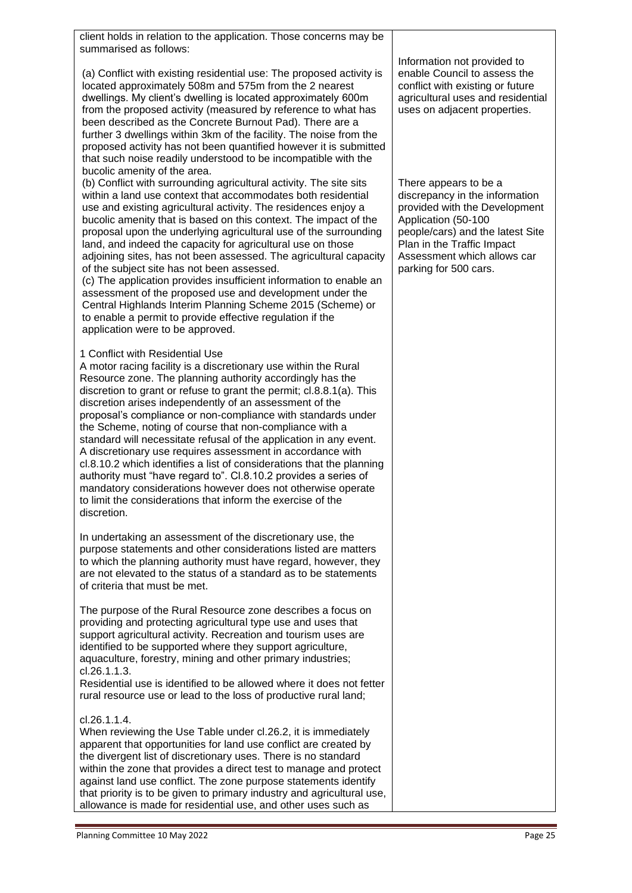| | |
|---|---|
| client holds in relation to the application. Those concerns may be summarised as follows:<br><br>(a) Conflict with existing residential use: The proposed activity is located approximately 508m and 575m from the 2 nearest dwellings. My client's dwelling is located approximately 600m from the proposed activity (measured by reference to what has been described as the Concrete Burnout Pad). There are a further 3 dwellings within 3km of the facility. The noise from the proposed activity has not been quantified however it is submitted that such noise readily understood to be incompatible with the bucolic amenity of the area.<br>(b) Conflict with surrounding agricultural activity. The site sits within a land use context that accommodates both residential use and existing agricultural activity. The residences enjoy a bucolic amenity that is based on this context. The impact of the proposal upon the underlying agricultural use of the surrounding land, and indeed the capacity for agricultural use on those adjoining sites, has not been assessed. The agricultural capacity of the subject site has not been assessed.<br>(c) The application provides insufficient information to enable an assessment of the proposed use and development under the Central Highlands Interim Planning Scheme 2015 (Scheme) or to enable a permit to provide effective regulation if the application were to be approved.<br><br>1 Conflict with Residential Use<br>A motor racing facility is a discretionary use within the Rural Resource zone. The planning authority accordingly has the discretion to grant or refuse to grant the permit; cl.8.8.1(a). This discretion arises independently of an assessment of the proposal's compliance or non-compliance with standards under the Scheme, noting of course that non-compliance with a standard will necessitate refusal of the application in any event. A discretionary use requires assessment in accordance with cl.8.10.2 which identifies a list of considerations that the planning authority must "have regard to". Cl.8.10.2 provides a series of mandatory considerations however does not otherwise operate to limit the considerations that inform the exercise of the discretion.<br><br>In undertaking an assessment of the discretionary use, the purpose statements and other considerations listed are matters to which the planning authority must have regard, however, they are not elevated to the status of a standard as to be statements of criteria that must be met.<br><br>The purpose of the Rural Resource zone describes a focus on providing and protecting agricultural type use and uses that support agricultural activity. Recreation and tourism uses are identified to be supported where they support agriculture, aquaculture, forestry, mining and other primary industries; cl.26.1.1.3.<br>Residential use is identified to be allowed where it does not fetter rural resource use or lead to the loss of productive rural land;<br><br>cl.26.1.1.4.<br>When reviewing the Use Table under cl.26.2, it is immediately apparent that opportunities for land use conflict are created by the divergent list of discretionary uses. There is no standard within the zone that provides a direct test to manage and protect against land use conflict. The zone purpose statements identify that priority is to be given to primary industry and agricultural use, allowance is made for residential use, and other uses such as | Information not provided to enable Council to assess the conflict with existing or future agricultural uses and residential uses on adjacent properties.<br><br>There appears to be a discrepancy in the information provided with the Development Application (50-100 people/cars) and the latest Site Plan in the Traffic Impact Assessment which allows car parking for 500 cars. |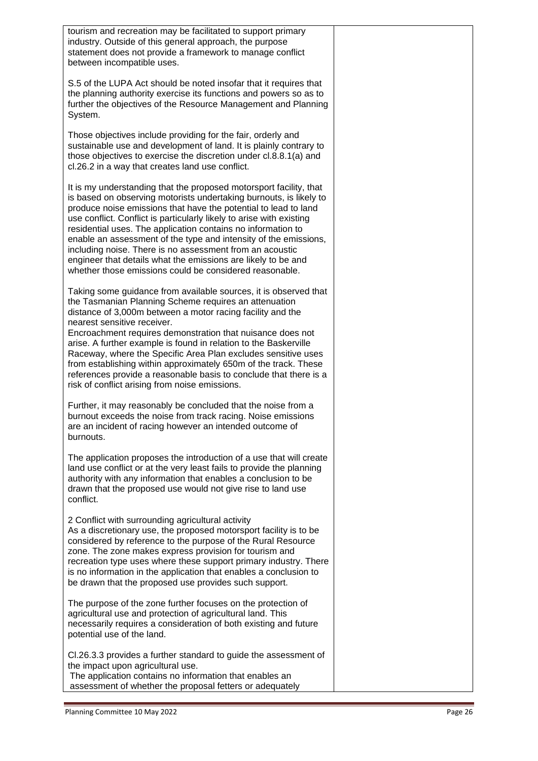| | |
|---|---|
| tourism and recreation may be facilitated to support primary industry. Outside of this general approach, the purpose statement does not provide a framework to manage conflict between incompatible uses.<br><br>S.5 of the LUPA Act should be noted insofar that it requires that the planning authority exercise its functions and powers so as to further the objectives of the Resource Management and Planning System.<br><br>Those objectives include providing for the fair, orderly and sustainable use and development of land. It is plainly contrary to those objectives to exercise the discretion under cl.8.8.1(a) and cl.26.2 in a way that creates land use conflict.<br><br>It is my understanding that the proposed motorsport facility, that is based on observing motorists undertaking burnouts, is likely to produce noise emissions that have the potential to lead to land use conflict. Conflict is particularly likely to arise with existing residential uses. The application contains no information to enable an assessment of the type and intensity of the emissions, including noise. There is no assessment from an acoustic engineer that details what the emissions are likely to be and whether those emissions could be considered reasonable.<br><br>Taking some guidance from available sources, it is observed that the Tasmanian Planning Scheme requires an attenuation distance of 3,000m between a motor racing facility and the nearest sensitive receiver.<br>Encroachment requires demonstration that nuisance does not arise. A further example is found in relation to the Baskerville Raceway, where the Specific Area Plan excludes sensitive uses from establishing within approximately 650m of the track. These references provide a reasonable basis to conclude that there is a risk of conflict arising from noise emissions.<br><br>Further, it may reasonably be concluded that the noise from a burnout exceeds the noise from track racing. Noise emissions are an incident of racing however an intended outcome of burnouts.<br><br>The application proposes the introduction of a use that will create land use conflict or at the very least fails to provide the planning authority with any information that enables a conclusion to be drawn that the proposed use would not give rise to land use conflict.<br><br>2 Conflict with surrounding agricultural activity<br>As a discretionary use, the proposed motorsport facility is to be considered by reference to the purpose of the Rural Resource zone. The zone makes express provision for tourism and recreation type uses where these support primary industry. There is no information in the application that enables a conclusion to be drawn that the proposed use provides such support.<br><br>The purpose of the zone further focuses on the protection of agricultural use and protection of agricultural land. This necessarily requires a consideration of both existing and future potential use of the land.<br><br>Cl.26.3.3 provides a further standard to guide the assessment of the impact upon agricultural use.<br>The application contains no information that enables an assessment of whether the proposal fetters or adequately | |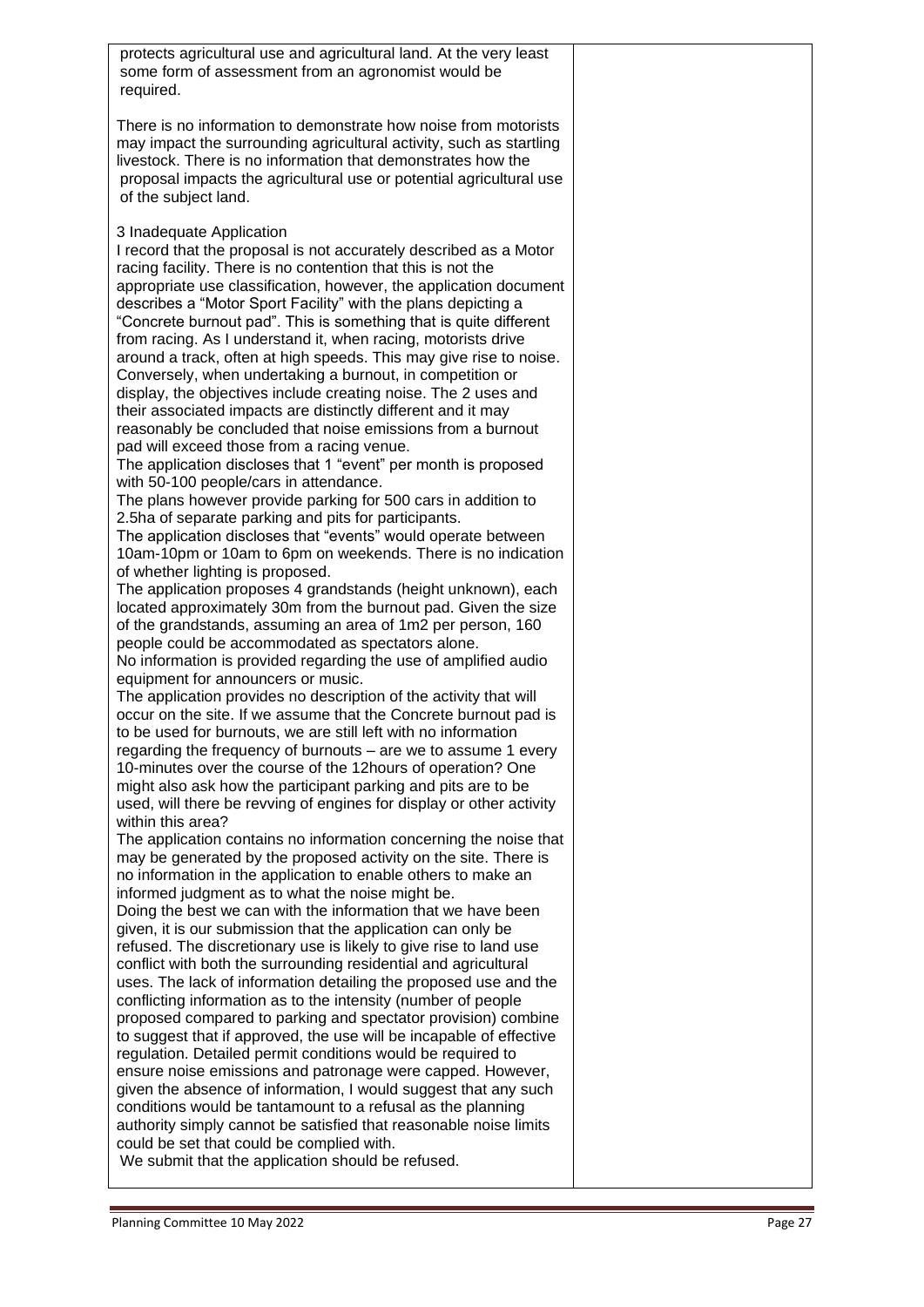| | |
|---|---|
| protects agricultural use and agricultural land. At the very least some form of assessment from an agronomist would be required.<br><br>There is no information to demonstrate how noise from motorists may impact the surrounding agricultural activity, such as startling livestock. There is no information that demonstrates how the proposal impacts the agricultural use or potential agricultural use of the subject land.<br><br>3 Inadequate Application<br>I record that the proposal is not accurately described as a Motor racing facility. There is no contention that this is not the appropriate use classification, however, the application document describes a "Motor Sport Facility" with the plans depicting a "Concrete burnout pad". This is something that is quite different from racing. As I understand it, when racing, motorists drive around a track, often at high speeds. This may give rise to noise. Conversely, when undertaking a burnout, in competition or display, the objectives include creating noise. The 2 uses and their associated impacts are distinctly different and it may reasonably be concluded that noise emissions from a burnout pad will exceed those from a racing venue.<br>The application discloses that 1 "event" per month is proposed with 50-100 people/cars in attendance.<br>The plans however provide parking for 500 cars in addition to 2.5ha of separate parking and pits for participants.<br>The application discloses that "events" would operate between 10am-10pm or 10am to 6pm on weekends. There is no indication of whether lighting is proposed.<br>The application proposes 4 grandstands (height unknown), each located approximately 30m from the burnout pad. Given the size of the grandstands, assuming an area of 1m2 per person, 160 people could be accommodated as spectators alone.<br>No information is provided regarding the use of amplified audio equipment for announcers or music.<br>The application provides no description of the activity that will occur on the site. If we assume that the Concrete burnout pad is to be used for burnouts, we are still left with no information regarding the frequency of burnouts – are we to assume 1 every 10-minutes over the course of the 12hours of operation? One might also ask how the participant parking and pits are to be used, will there be revving of engines for display or other activity within this area?<br>The application contains no information concerning the noise that may be generated by the proposed activity on the site. There is no information in the application to enable others to make an informed judgment as to what the noise might be.<br>Doing the best we can with the information that we have been given, it is our submission that the application can only be refused. The discretionary use is likely to give rise to land use conflict with both the surrounding residential and agricultural uses. The lack of information detailing the proposed use and the conflicting information as to the intensity (number of people proposed compared to parking and spectator provision) combine to suggest that if approved, the use will be incapable of effective regulation. Detailed permit conditions would be required to ensure noise emissions and patronage were capped. However, given the absence of information, I would suggest that any such conditions would be tantamount to a refusal as the planning authority simply cannot be satisfied that reasonable noise limits could be set that could be complied with.<br>We submit that the application should be refused. | |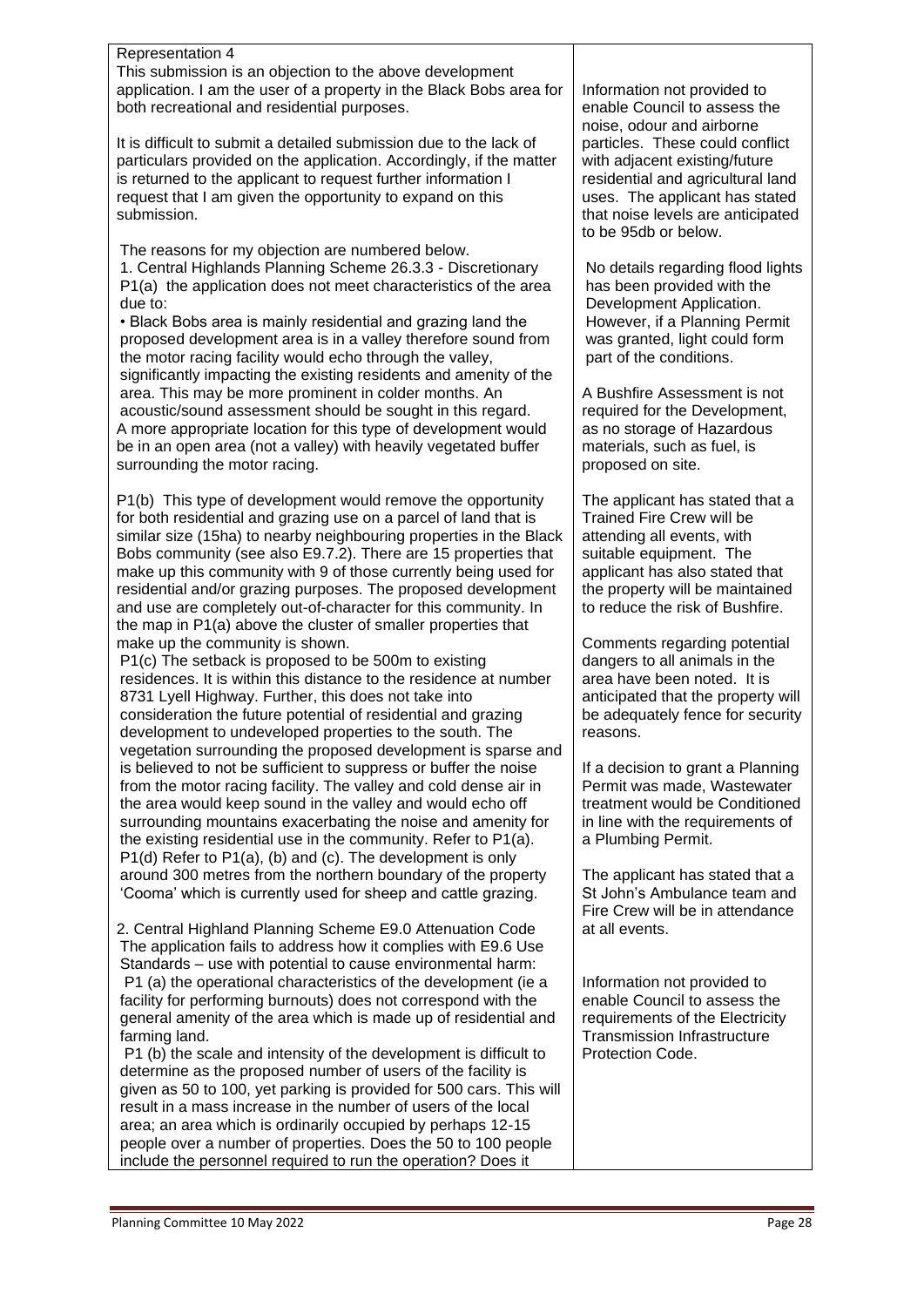| | |
|---|---|
| Representation 4<br>This submission is an objection to the above development application. I am the user of a property in the Black Bobs area for both recreational and residential purposes.<br><br>It is difficult to submit a detailed submission due to the lack of particulars provided on the application. Accordingly, if the matter is returned to the applicant to request further information I request that I am given the opportunity to expand on this submission.<br><br>The reasons for my objection are numbered below.<br>1. Central Highlands Planning Scheme 26.3.3 - Discretionary P1(a) the application does not meet characteristics of the area due to:<br>• Black Bobs area is mainly residential and grazing land the proposed development area is in a valley therefore sound from the motor racing facility would echo through the valley, significantly impacting the existing residents and amenity of the area. This may be more prominent in colder months. An acoustic/sound assessment should be sought in this regard.<br>A more appropriate location for this type of development would be in an open area (not a valley) with heavily vegetated buffer surrounding the motor racing.<br><br>P1(b) This type of development would remove the opportunity for both residential and grazing use on a parcel of land that is similar size (15ha) to nearby neighbouring properties in the Black Bobs community (see also E9.7.2). There are 15 properties that make up this community with 9 of those currently being used for residential and/or grazing purposes. The proposed development and use are completely out-of-character for this community. In the map in P1(a) above the cluster of smaller properties that make up the community is shown.<br>P1(c) The setback is proposed to be 500m to existing residences. It is within this distance to the residence at number 8731 Lyell Highway. Further, this does not take into consideration the future potential of residential and grazing development to undeveloped properties to the south. The vegetation surrounding the proposed development is sparse and is believed to not be sufficient to suppress or buffer the noise from the motor racing facility. The valley and cold dense air in the area would keep sound in the valley and would echo off surrounding mountains exacerbating the noise and amenity for the existing residential use in the community. Refer to P1(a).<br>P1(d) Refer to P1(a), (b) and (c). The development is only around 300 metres from the northern boundary of the property 'Cooma' which is currently used for sheep and cattle grazing.<br><br>2. Central Highland Planning Scheme E9.0 Attenuation Code<br>The application fails to address how it complies with E9.6 Use Standards – use with potential to cause environmental harm:<br>P1 (a) the operational characteristics of the development (ie a facility for performing burnouts) does not correspond with the general amenity of the area which is made up of residential and farming land.<br>P1 (b) the scale and intensity of the development is difficult to determine as the proposed number of users of the facility is given as 50 to 100, yet parking is provided for 500 cars. This will result in a mass increase in the number of users of the local area; an area which is ordinarily occupied by perhaps 12-15 people over a number of properties. Does the 50 to 100 people include the personnel required to run the operation? Does it | Information not provided to enable Council to assess the noise, odour and airborne particles. These could conflict with adjacent existing/future residential and agricultural land uses. The applicant has stated that noise levels are anticipated to be 95db or below.<br><br>No details regarding flood lights has been provided with the Development Application. However, if a Planning Permit was granted, light could form part of the conditions.<br><br>A Bushfire Assessment is not required for the Development, as no storage of Hazardous materials, such as fuel, is proposed on site.<br><br>The applicant has stated that a Trained Fire Crew will be attending all events, with suitable equipment. The applicant has also stated that the property will be maintained to reduce the risk of Bushfire.<br><br>Comments regarding potential dangers to all animals in the area have been noted. It is anticipated that the property will be adequately fence for security reasons.<br><br>If a decision to grant a Planning Permit was made, Wastewater treatment would be Conditioned in line with the requirements of a Plumbing Permit.<br><br>The applicant has stated that a St John's Ambulance team and Fire Crew will be in attendance at all events.<br><br>Information not provided to enable Council to assess the requirements of the Electricity Transmission Infrastructure Protection Code. |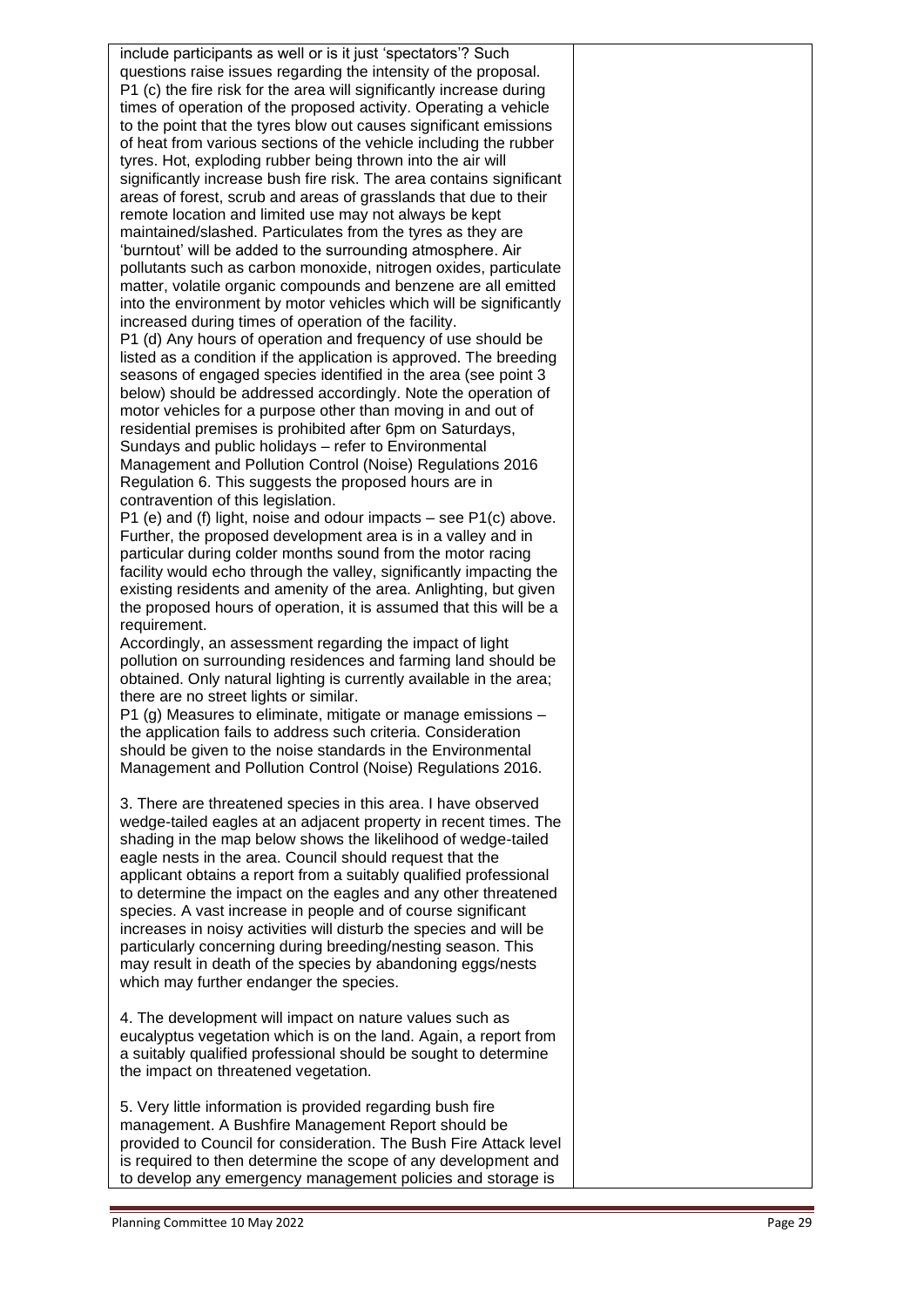| | |
|---|---|
| include participants as well or is it just 'spectators'? Such questions raise issues regarding the intensity of the proposal.<br>P1 (c) the fire risk for the area will significantly increase during times of operation of the proposed activity. Operating a vehicle to the point that the tyres blow out causes significant emissions of heat from various sections of the vehicle including the rubber tyres. Hot, exploding rubber being thrown into the air will significantly increase bush fire risk. The area contains significant areas of forest, scrub and areas of grasslands that due to their remote location and limited use may not always be kept maintained/slashed. Particulates from the tyres as they are 'burntout' will be added to the surrounding atmosphere. Air pollutants such as carbon monoxide, nitrogen oxides, particulate matter, volatile organic compounds and benzene are all emitted into the environment by motor vehicles which will be significantly increased during times of operation of the facility.<br>P1 (d) Any hours of operation and frequency of use should be listed as a condition if the application is approved. The breeding seasons of engaged species identified in the area (see point 3 below) should be addressed accordingly. Note the operation of motor vehicles for a purpose other than moving in and out of residential premises is prohibited after 6pm on Saturdays, Sundays and public holidays – refer to Environmental Management and Pollution Control (Noise) Regulations 2016 Regulation 6. This suggests the proposed hours are in contravention of this legislation.<br>P1 (e) and (f) light, noise and odour impacts – see P1(c) above. Further, the proposed development area is in a valley and in particular during colder months sound from the motor racing facility would echo through the valley, significantly impacting the existing residents and amenity of the area. Anlighting, but given the proposed hours of operation, it is assumed that this will be a requirement.<br>Accordingly, an assessment regarding the impact of light pollution on surrounding residences and farming land should be obtained. Only natural lighting is currently available in the area; there are no street lights or similar.<br>P1 (g) Measures to eliminate, mitigate or manage emissions – the application fails to address such criteria. Consideration should be given to the noise standards in the Environmental Management and Pollution Control (Noise) Regulations 2016.<br><br>3. There are threatened species in this area. I have observed wedge-tailed eagles at an adjacent property in recent times. The shading in the map below shows the likelihood of wedge-tailed eagle nests in the area. Council should request that the applicant obtains a report from a suitably qualified professional to determine the impact on the eagles and any other threatened species. A vast increase in people and of course significant increases in noisy activities will disturb the species and will be particularly concerning during breeding/nesting season. This may result in death of the species by abandoning eggs/nests which may further endanger the species.<br><br>4. The development will impact on nature values such as eucalyptus vegetation which is on the land. Again, a report from a suitably qualified professional should be sought to determine the impact on threatened vegetation.<br><br>5. Very little information is provided regarding bush fire management. A Bushfire Management Report should be provided to Council for consideration. The Bush Fire Attack level is required to then determine the scope of any development and to develop any emergency management policies and storage is | |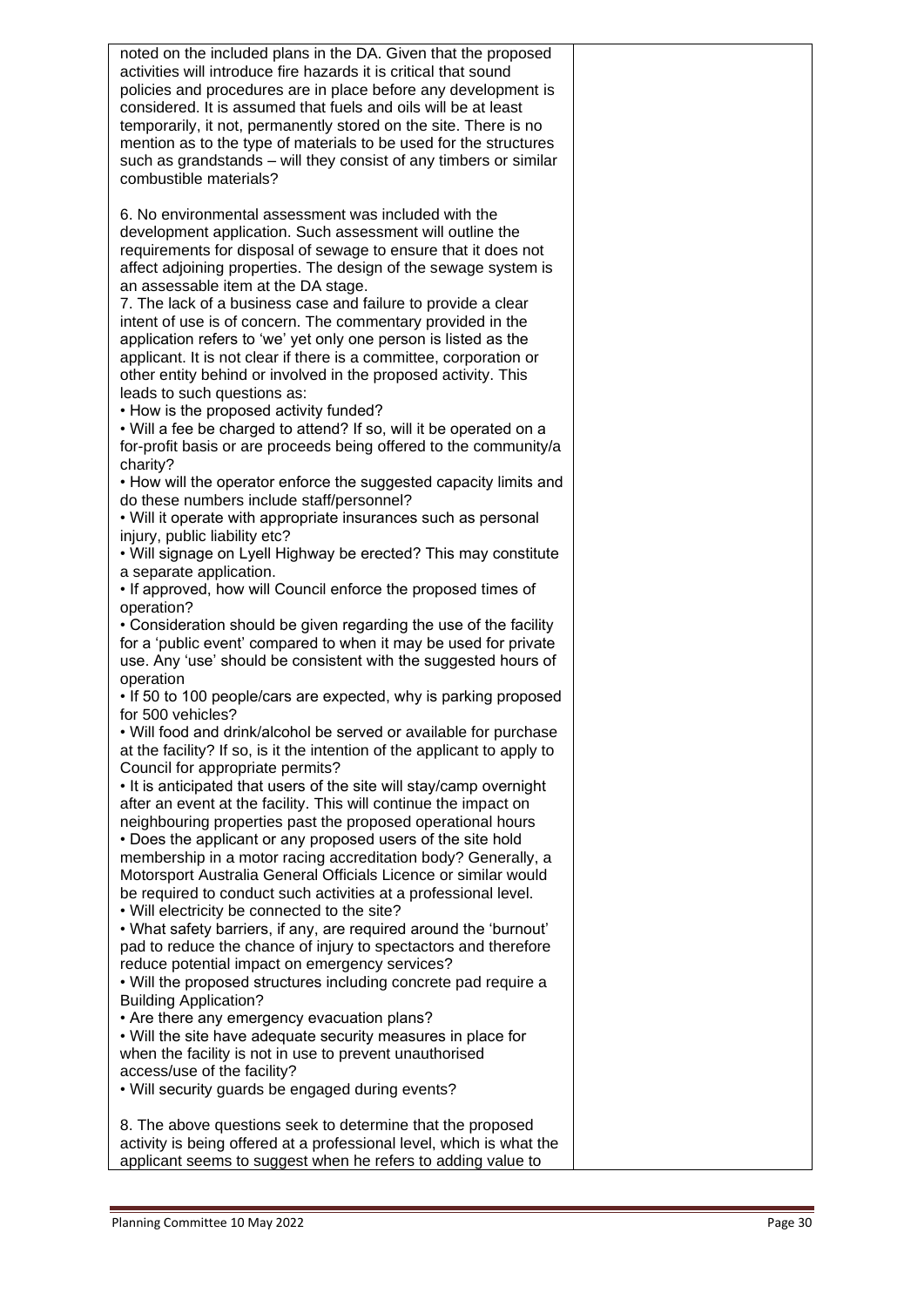| | |
|---|---|
| noted on the included plans in the DA. Given that the proposed activities will introduce fire hazards it is critical that sound policies and procedures are in place before any development is considered. It is assumed that fuels and oils will be at least temporarily, it not, permanently stored on the site. There is no mention as to the type of materials to be used for the structures such as grandstands – will they consist of any timbers or similar combustible materials?<br><br>6. No environmental assessment was included with the development application. Such assessment will outline the requirements for disposal of sewage to ensure that it does not affect adjoining properties. The design of the sewage system is an assessable item at the DA stage.<br>7. The lack of a business case and failure to provide a clear intent of use is of concern. The commentary provided in the application refers to 'we' yet only one person is listed as the applicant. It is not clear if there is a committee, corporation or other entity behind or involved in the proposed activity. This leads to such questions as:<br>• How is the proposed activity funded?<br>• Will a fee be charged to attend? If so, will it be operated on a for-profit basis or are proceeds being offered to the community/a charity?<br>• How will the operator enforce the suggested capacity limits and do these numbers include staff/personnel?<br>• Will it operate with appropriate insurances such as personal injury, public liability etc?<br>• Will signage on Lyell Highway be erected? This may constitute a separate application.<br>• If approved, how will Council enforce the proposed times of operation?<br>• Consideration should be given regarding the use of the facility for a 'public event' compared to when it may be used for private use. Any 'use' should be consistent with the suggested hours of operation<br>• If 50 to 100 people/cars are expected, why is parking proposed for 500 vehicles?<br>• Will food and drink/alcohol be served or available for purchase at the facility? If so, is it the intention of the applicant to apply to Council for appropriate permits?<br>• It is anticipated that users of the site will stay/camp overnight after an event at the facility. This will continue the impact on neighbouring properties past the proposed operational hours<br>• Does the applicant or any proposed users of the site hold membership in a motor racing accreditation body? Generally, a Motorsport Australia General Officials Licence or similar would be required to conduct such activities at a professional level.<br>• Will electricity be connected to the site?<br>• What safety barriers, if any, are required around the 'burnout' pad to reduce the chance of injury to spectators and therefore reduce potential impact on emergency services?<br>• Will the proposed structures including concrete pad require a Building Application?<br>• Are there any emergency evacuation plans?<br>• Will the site have adequate security measures in place for when the facility is not in use to prevent unauthorised access/use of the facility?<br>• Will security guards be engaged during events?<br><br>8. The above questions seek to determine that the proposed activity is being offered at a professional level, which is what the applicant seems to suggest when he refers to adding value to | |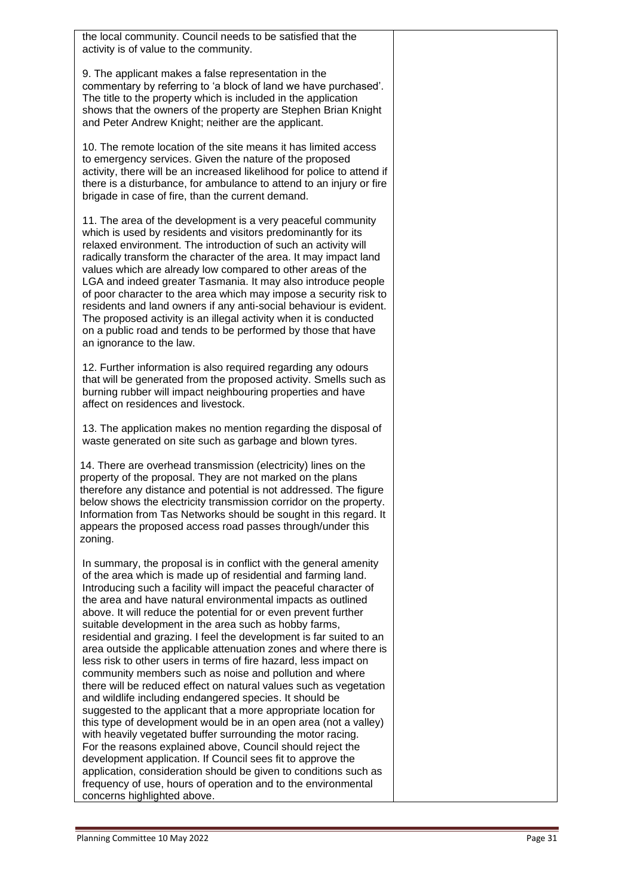| | |
|---|---|
| the local community. Council needs to be satisfied that the activity is of value to the community.<br><br>9. The applicant makes a false representation in the commentary by referring to 'a block of land we have purchased'. The title to the property which is included in the application shows that the owners of the property are Stephen Brian Knight and Peter Andrew Knight; neither are the applicant.<br><br>10. The remote location of the site means it has limited access to emergency services. Given the nature of the proposed activity, there will be an increased likelihood for police to attend if there is a disturbance, for ambulance to attend to an injury or fire brigade in case of fire, than the current demand.<br><br>11. The area of the development is a very peaceful community which is used by residents and visitors predominantly for its relaxed environment. The introduction of such an activity will radically transform the character of the area. It may impact land values which are already low compared to other areas of the LGA and indeed greater Tasmania. It may also introduce people of poor character to the area which may impose a security risk to residents and land owners if any anti-social behaviour is evident. The proposed activity is an illegal activity when it is conducted on a public road and tends to be performed by those that have an ignorance to the law.<br><br>12. Further information is also required regarding any odours that will be generated from the proposed activity. Smells such as burning rubber will impact neighbouring properties and have affect on residences and livestock.<br><br>13. The application makes no mention regarding the disposal of waste generated on site such as garbage and blown tyres.<br><br>14. There are overhead transmission (electricity) lines on the property of the proposal. They are not marked on the plans therefore any distance and potential is not addressed. The figure below shows the electricity transmission corridor on the property. Information from Tas Networks should be sought in this regard. It appears the proposed access road passes through/under this zoning.<br><br>In summary, the proposal is in conflict with the general amenity of the area which is made up of residential and farming land. Introducing such a facility will impact the peaceful character of the area and have natural environmental impacts as outlined above. It will reduce the potential for or even prevent further suitable development in the area such as hobby farms, residential and grazing. I feel the development is far suited to an area outside the applicable attenuation zones and where there is less risk to other users in terms of fire hazard, less impact on community members such as noise and pollution and where there will be reduced effect on natural values such as vegetation and wildlife including endangered species. It should be suggested to the applicant that a more appropriate location for this type of development would be in an open area (not a valley) with heavily vegetated buffer surrounding the motor racing. For the reasons explained above, Council should reject the development application. If Council sees fit to approve the application, consideration should be given to conditions such as frequency of use, hours of operation and to the environmental concerns highlighted above. | |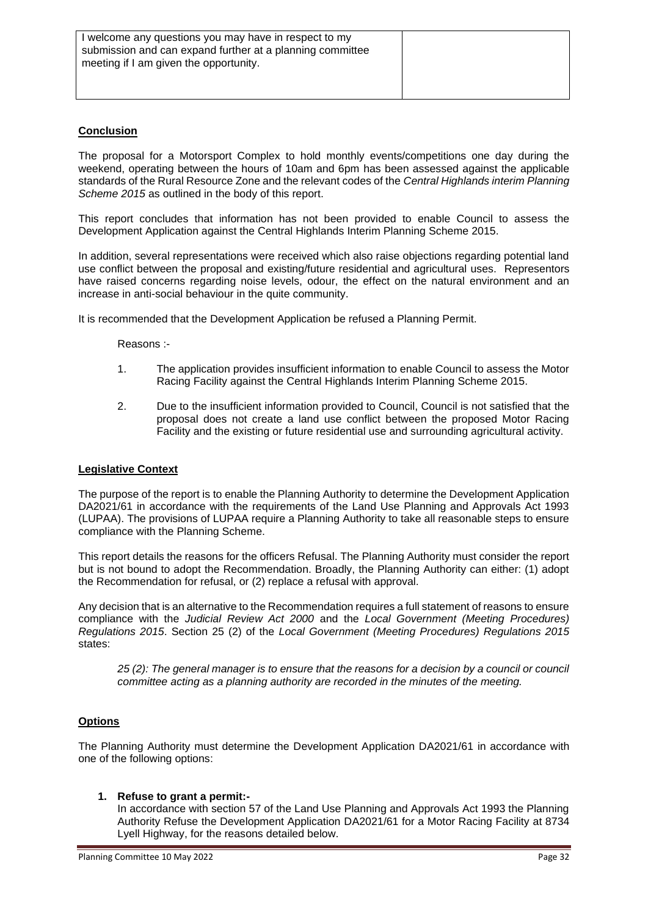| I welcome any questions you may have in respect to my submission and can expand further at a planning committee meeting if I am given the opportunity. | |
|---|---|

## Conclusion

The proposal for a Motorsport Complex to hold monthly events/competitions one day during the weekend, operating between the hours of 10am and 6pm has been assessed against the applicable standards of the Rural Resource Zone and the relevant codes of the *Central Highlands interim Planning Scheme 2015* as outlined in the body of this report.

This report concludes that information has not been provided to enable Council to assess the Development Application against the Central Highlands Interim Planning Scheme 2015.

In addition, several representations were received which also raise objections regarding potential land use conflict between the proposal and existing/future residential and agricultural uses. Representors have raised concerns regarding noise levels, odour, the effect on the natural environment and an increase in anti-social behaviour in the quite community.

It is recommended that the Development Application be refused a Planning Permit.

Reasons :-

1. The application provides insufficient information to enable Council to assess the Motor Racing Facility against the Central Highlands Interim Planning Scheme 2015.
2. Due to the insufficient information provided to Council, Council is not satisfied that the proposal does not create a land use conflict between the proposed Motor Racing Facility and the existing or future residential use and surrounding agricultural activity.

## Legislative Context

The purpose of the report is to enable the Planning Authority to determine the Development Application DA2021/61 in accordance with the requirements of the Land Use Planning and Approvals Act 1993 (LUPAA). The provisions of LUPAA require a Planning Authority to take all reasonable steps to ensure compliance with the Planning Scheme.

This report details the reasons for the officers Refusal. The Planning Authority must consider the report but is not bound to adopt the Recommendation. Broadly, the Planning Authority can either: (1) adopt the Recommendation for refusal, or (2) replace a refusal with approval.

Any decision that is an alternative to the Recommendation requires a full statement of reasons to ensure compliance with the *Judicial Review Act 2000* and the *Local Government (Meeting Procedures) Regulations 2015*. Section 25 (2) of the *Local Government (Meeting Procedures) Regulations 2015* states:

> *25 (2): The general manager is to ensure that the reasons for a decision by a council or council committee acting as a planning authority are recorded in the minutes of the meeting.*

## Options

The Planning Authority must determine the Development Application DA2021/61 in accordance with one of the following options:

1. **Refuse to grant a permit:-**
   In accordance with section 57 of the Land Use Planning and Approvals Act 1993 the Planning Authority Refuse the Development Application DA2021/61 for a Motor Racing Facility at 8734 Lyell Highway, for the reasons detailed below.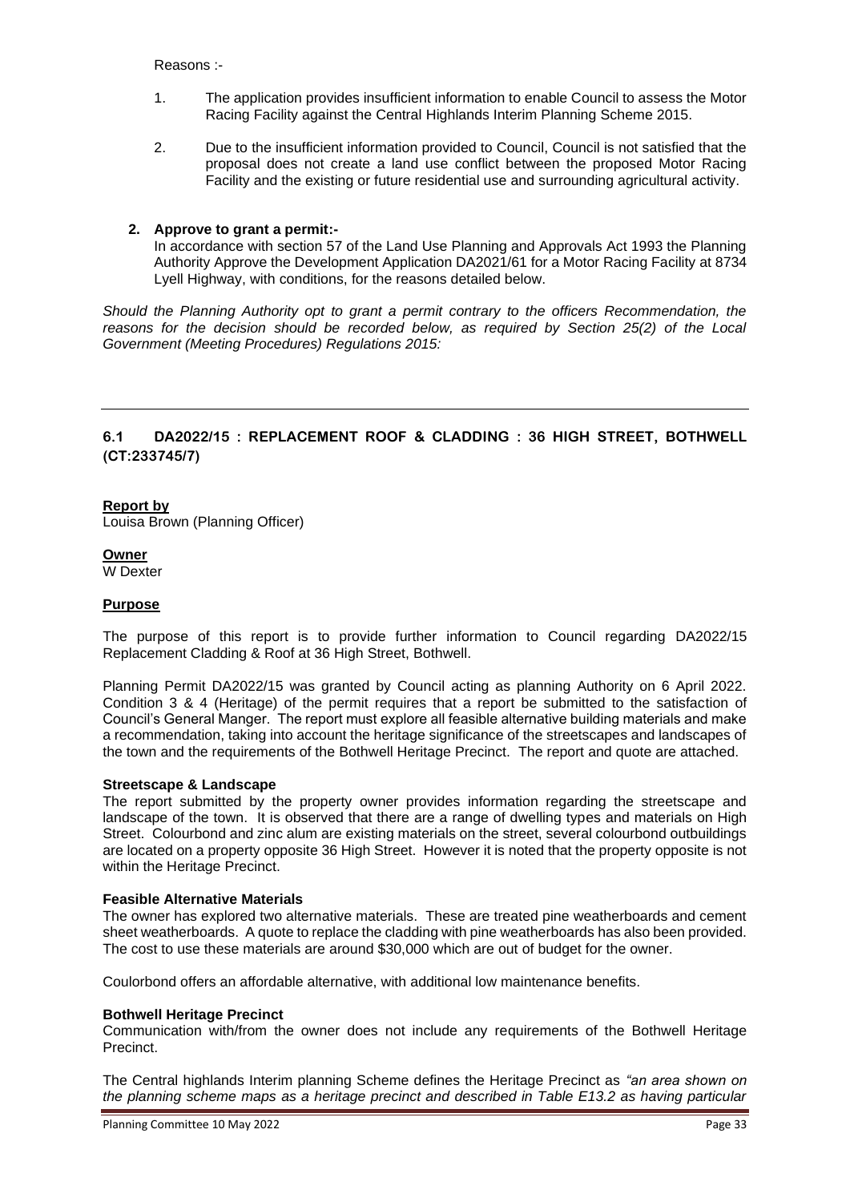Reasons :-

1. The application provides insufficient information to enable Council to assess the Motor Racing Facility against the Central Highlands Interim Planning Scheme 2015.

2. Due to the insufficient information provided to Council, Council is not satisfied that the proposal does not create a land use conflict between the proposed Motor Racing Facility and the existing or future residential use and surrounding agricultural activity.

**2. Approve to grant a permit:-**

In accordance with section 57 of the Land Use Planning and Approvals Act 1993 the Planning Authority Approve the Development Application DA2021/61 for a Motor Racing Facility at 8734 Lyell Highway, with conditions, for the reasons detailed below.

*Should the Planning Authority opt to grant a permit contrary to the officers Recommendation, the reasons for the decision should be recorded below, as required by Section 25(2) of the Local Government (Meeting Procedures) Regulations 2015:*

---

## 6.1 DA2022/15 : REPLACEMENT ROOF & CLADDING : 36 HIGH STREET, BOTHWELL (CT:233745/7)

**Report by**

Louisa Brown (Planning Officer)

**Owner**

W Dexter

**Purpose**

The purpose of this report is to provide further information to Council regarding DA2022/15 Replacement Cladding & Roof at 36 High Street, Bothwell.

Planning Permit DA2022/15 was granted by Council acting as planning Authority on 6 April 2022. Condition 3 & 4 (Heritage) of the permit requires that a report be submitted to the satisfaction of Council's General Manger. The report must explore all feasible alternative building materials and make a recommendation, taking into account the heritage significance of the streetscapes and landscapes of the town and the requirements of the Bothwell Heritage Precinct. The report and quote are attached.

**Streetscape & Landscape**

The report submitted by the property owner provides information regarding the streetscape and landscape of the town. It is observed that there are a range of dwelling types and materials on High Street. Colourbond and zinc alum are existing materials on the street, several colourbond outbuildings are located on a property opposite 36 High Street. However it is noted that the property opposite is not within the Heritage Precinct.

**Feasible Alternative Materials**

The owner has explored two alternative materials. These are treated pine weatherboards and cement sheet weatherboards. A quote to replace the cladding with pine weatherboards has also been provided. The cost to use these materials are around $30,000 which are out of budget for the owner.

Coulorbond offers an affordable alternative, with additional low maintenance benefits.

**Bothwell Heritage Precinct**

Communication with/from the owner does not include any requirements of the Bothwell Heritage Precinct.

The Central highlands Interim planning Scheme defines the Heritage Precinct as *"an area shown on the planning scheme maps as a heritage precinct and described in Table E13.2 as having particular*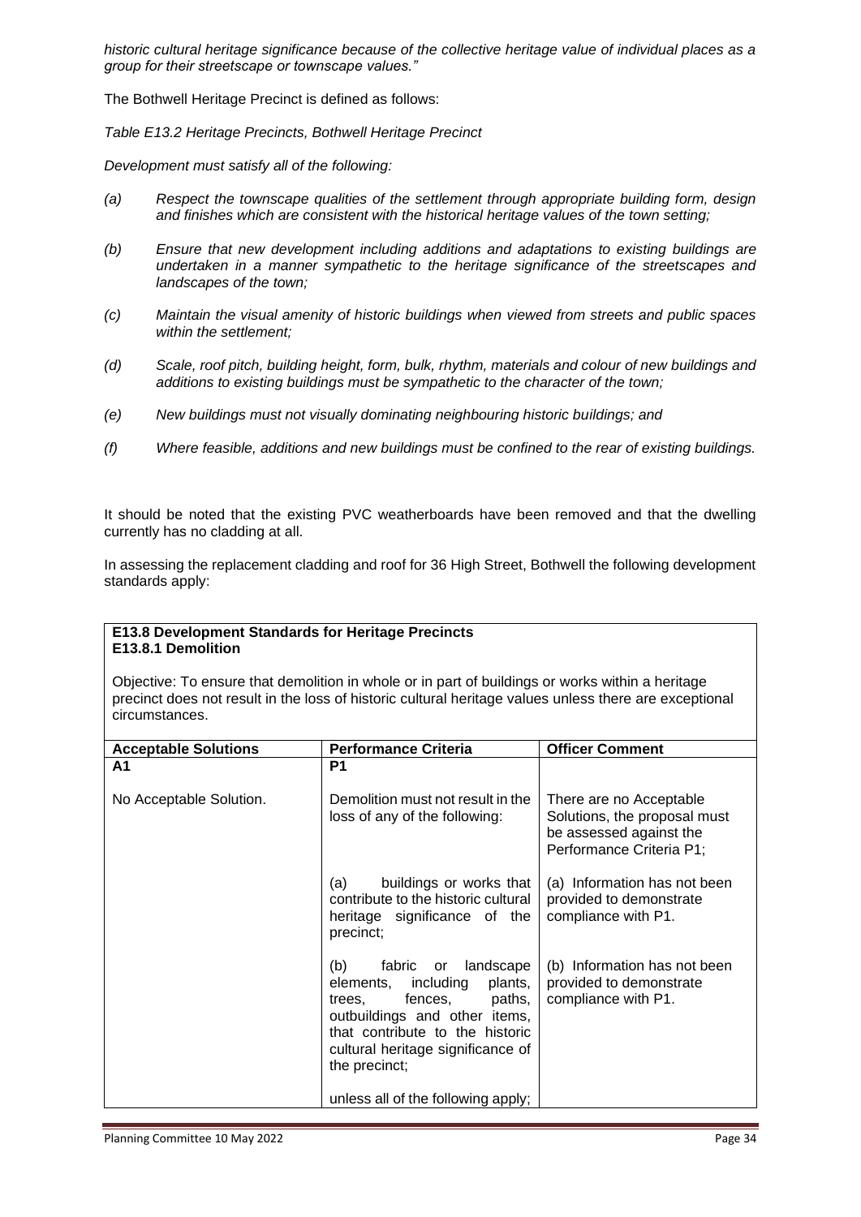*historic cultural heritage significance because of the collective heritage value of individual places as a group for their streetscape or townscape values."*

The Bothwell Heritage Precinct is defined as follows:

*Table E13.2 Heritage Precincts, Bothwell Heritage Precinct*

*Development must satisfy all of the following:*

*(a) Respect the townscape qualities of the settlement through appropriate building form, design and finishes which are consistent with the historical heritage values of the town setting;*

*(b) Ensure that new development including additions and adaptations to existing buildings are undertaken in a manner sympathetic to the heritage significance of the streetscapes and landscapes of the town;*

*(c) Maintain the visual amenity of historic buildings when viewed from streets and public spaces within the settlement;*

*(d) Scale, roof pitch, building height, form, bulk, rhythm, materials and colour of new buildings and additions to existing buildings must be sympathetic to the character of the town;*

*(e) New buildings must not visually dominating neighbouring historic buildings; and*

*(f) Where feasible, additions and new buildings must be confined to the rear of existing buildings.*

It should be noted that the existing PVC weatherboards have been removed and that the dwelling currently has no cladding at all.

In assessing the replacement cladding and roof for 36 High Street, Bothwell the following development standards apply:

**E13.8 Development Standards for Heritage Precincts**
**E13.8.1 Demolition**

Objective: To ensure that demolition in whole or in part of buildings or works within a heritage precinct does not result in the loss of historic cultural heritage values unless there are exceptional circumstances.

| Acceptable Solutions | Performance Criteria | Officer Comment |
|---|---|---|
| **A1** | **P1** | |
| No Acceptable Solution. | Demolition must not result in the loss of any of the following: | There are no Acceptable Solutions, the proposal must be assessed against the Performance Criteria P1; |
| | (a) buildings or works that contribute to the historic cultural heritage significance of the precinct; | (a) Information has not been provided to demonstrate compliance with P1. |
| | (b) fabric or landscape elements, including plants, trees, fences, paths, outbuildings and other items, that contribute to the historic cultural heritage significance of the precinct; | (b) Information has not been provided to demonstrate compliance with P1. |
| | unless all of the following apply; | |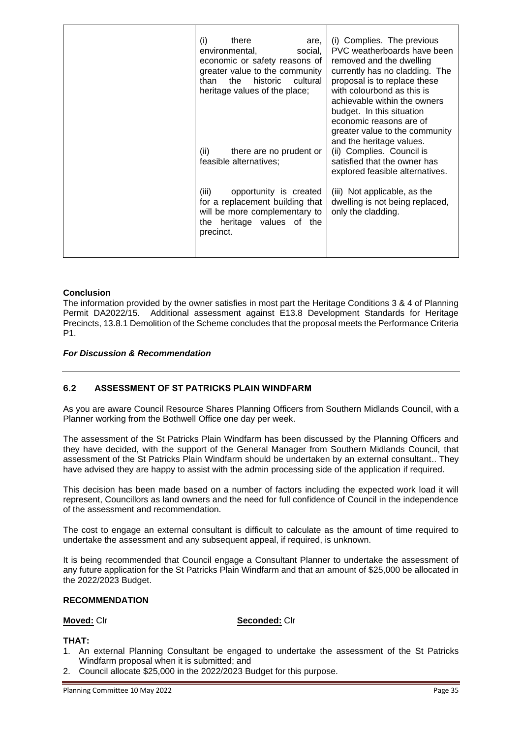| | | |
|---|---|---|
| | (i) there are, environmental, social, economic or safety reasons of greater value to the community than the historic cultural heritage values of the place; | (i) Complies. The previous PVC weatherboards have been removed and the dwelling currently has no cladding. The proposal is to replace these with colourbond as this is achievable within the owners budget. In this situation economic reasons are of greater value to the community and the heritage values. |
| | (ii) there are no prudent or feasible alternatives; | (ii) Complies. Council is satisfied that the owner has explored feasible alternatives. |
| | (iii) opportunity is created for a replacement building that will be more complementary to the heritage values of the precinct. | (iii) Not applicable, as the dwelling is not being replaced, only the cladding. |

**Conclusion**

The information provided by the owner satisfies in most part the Heritage Conditions 3 & 4 of Planning Permit DA2022/15. Additional assessment against E13.8 Development Standards for Heritage Precincts, 13.8.1 Demolition of the Scheme concludes that the proposal meets the Performance Criteria P1.

***For Discussion & Recommendation***

## 6.2 ASSESSMENT OF ST PATRICKS PLAIN WINDFARM

As you are aware Council Resource Shares Planning Officers from Southern Midlands Council, with a Planner working from the Bothwell Office one day per week.

The assessment of the St Patricks Plain Windfarm has been discussed by the Planning Officers and they have decided, with the support of the General Manager from Southern Midlands Council, that assessment of the St Patricks Plain Windfarm should be undertaken by an external consultant.. They have advised they are happy to assist with the admin processing side of the application if required.

This decision has been made based on a number of factors including the expected work load it will represent, Councillors as land owners and the need for full confidence of Council in the independence of the assessment and recommendation.

The cost to engage an external consultant is difficult to calculate as the amount of time required to undertake the assessment and any subsequent appeal, if required, is unknown.

It is being recommended that Council engage a Consultant Planner to undertake the assessment of any future application for the St Patricks Plain Windfarm and that an amount of $25,000 be allocated in the 2022/2023 Budget.

**RECOMMENDATION**

**Moved:** Clr **Seconded:** Clr

**THAT:**

1. An external Planning Consultant be engaged to undertake the assessment of the St Patricks Windfarm proposal when it is submitted; and
2. Council allocate $25,000 in the 2022/2023 Budget for this purpose.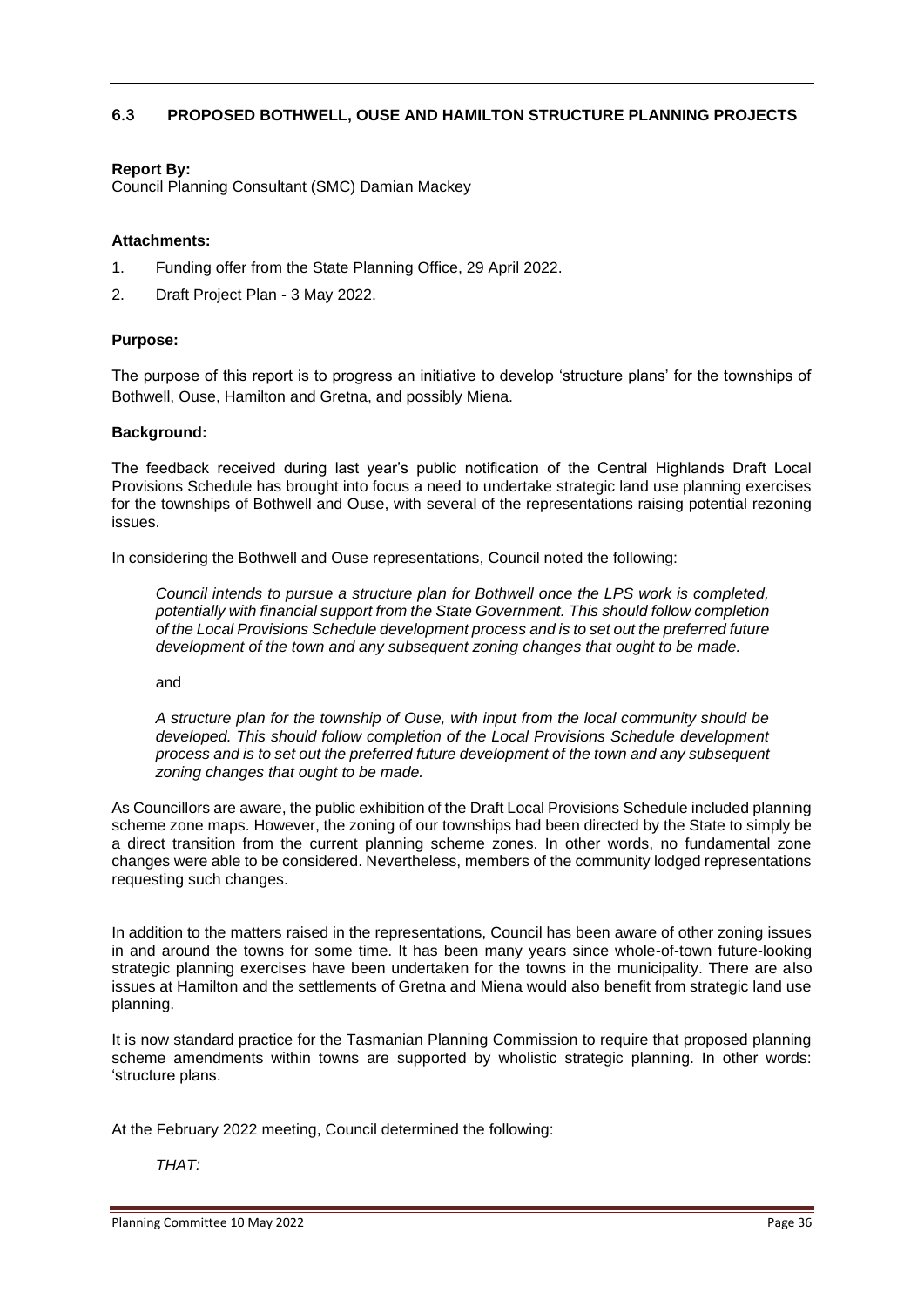### 6.3 PROPOSED BOTHWELL, OUSE AND HAMILTON STRUCTURE PLANNING PROJECTS

**Report By:**
Council Planning Consultant (SMC) Damian Mackey

**Attachments:**

1. Funding offer from the State Planning Office, 29 April 2022.
2. Draft Project Plan - 3 May 2022.

**Purpose:**

The purpose of this report is to progress an initiative to develop 'structure plans' for the townships of Bothwell, Ouse, Hamilton and Gretna, and possibly Miena.

**Background:**

The feedback received during last year's public notification of the Central Highlands Draft Local Provisions Schedule has brought into focus a need to undertake strategic land use planning exercises for the townships of Bothwell and Ouse, with several of the representations raising potential rezoning issues.

In considering the Bothwell and Ouse representations, Council noted the following:

> *Council intends to pursue a structure plan for Bothwell once the LPS work is completed, potentially with financial support from the State Government. This should follow completion of the Local Provisions Schedule development process and is to set out the preferred future development of the town and any subsequent zoning changes that ought to be made.*
>
> and
>
> *A structure plan for the township of Ouse, with input from the local community should be developed. This should follow completion of the Local Provisions Schedule development process and is to set out the preferred future development of the town and any subsequent zoning changes that ought to be made.*

As Councillors are aware, the public exhibition of the Draft Local Provisions Schedule included planning scheme zone maps. However, the zoning of our townships had been directed by the State to simply be a direct transition from the current planning scheme zones. In other words, no fundamental zone changes were able to be considered. Nevertheless, members of the community lodged representations requesting such changes.

In addition to the matters raised in the representations, Council has been aware of other zoning issues in and around the towns for some time. It has been many years since whole-of-town future-looking strategic planning exercises have been undertaken for the towns in the municipality. There are also issues at Hamilton and the settlements of Gretna and Miena would also benefit from strategic land use planning.

It is now standard practice for the Tasmanian Planning Commission to require that proposed planning scheme amendments within towns are supported by wholistic strategic planning. In other words: 'structure plans.

At the February 2022 meeting, Council determined the following:

> *THAT:*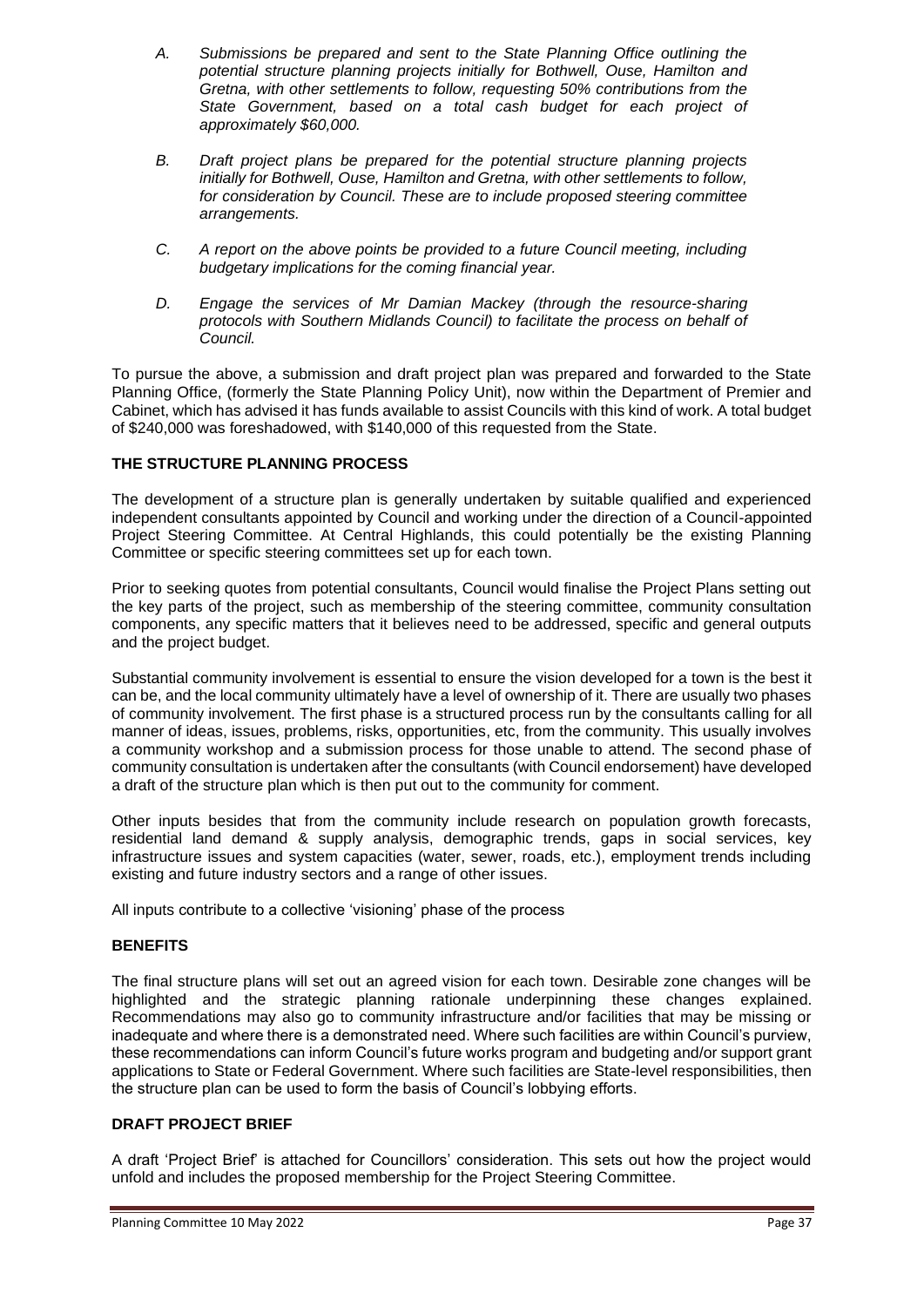*A. Submissions be prepared and sent to the State Planning Office outlining the potential structure planning projects initially for Bothwell, Ouse, Hamilton and Gretna, with other settlements to follow, requesting 50% contributions from the State Government, based on a total cash budget for each project of approximately $60,000.*

*B. Draft project plans be prepared for the potential structure planning projects initially for Bothwell, Ouse, Hamilton and Gretna, with other settlements to follow, for consideration by Council. These are to include proposed steering committee arrangements.*

*C. A report on the above points be provided to a future Council meeting, including budgetary implications for the coming financial year.*

*D. Engage the services of Mr Damian Mackey (through the resource-sharing protocols with Southern Midlands Council) to facilitate the process on behalf of Council.*

To pursue the above, a submission and draft project plan was prepared and forwarded to the State Planning Office, (formerly the State Planning Policy Unit), now within the Department of Premier and Cabinet, which has advised it has funds available to assist Councils with this kind of work. A total budget of $240,000 was foreshadowed, with $140,000 of this requested from the State.

**THE STRUCTURE PLANNING PROCESS**

The development of a structure plan is generally undertaken by suitable qualified and experienced independent consultants appointed by Council and working under the direction of a Council-appointed Project Steering Committee. At Central Highlands, this could potentially be the existing Planning Committee or specific steering committees set up for each town.

Prior to seeking quotes from potential consultants, Council would finalise the Project Plans setting out the key parts of the project, such as membership of the steering committee, community consultation components, any specific matters that it believes need to be addressed, specific and general outputs and the project budget.

Substantial community involvement is essential to ensure the vision developed for a town is the best it can be, and the local community ultimately have a level of ownership of it. There are usually two phases of community involvement. The first phase is a structured process run by the consultants calling for all manner of ideas, issues, problems, risks, opportunities, etc, from the community. This usually involves a community workshop and a submission process for those unable to attend. The second phase of community consultation is undertaken after the consultants (with Council endorsement) have developed a draft of the structure plan which is then put out to the community for comment.

Other inputs besides that from the community include research on population growth forecasts, residential land demand & supply analysis, demographic trends, gaps in social services, key infrastructure issues and system capacities (water, sewer, roads, etc.), employment trends including existing and future industry sectors and a range of other issues.

All inputs contribute to a collective 'visioning' phase of the process

**BENEFITS**

The final structure plans will set out an agreed vision for each town. Desirable zone changes will be highlighted and the strategic planning rationale underpinning these changes explained. Recommendations may also go to community infrastructure and/or facilities that may be missing or inadequate and where there is a demonstrated need. Where such facilities are within Council's purview, these recommendations can inform Council's future works program and budgeting and/or support grant applications to State or Federal Government. Where such facilities are State-level responsibilities, then the structure plan can be used to form the basis of Council's lobbying efforts.

**DRAFT PROJECT BRIEF**

A draft 'Project Brief' is attached for Councillors' consideration. This sets out how the project would unfold and includes the proposed membership for the Project Steering Committee.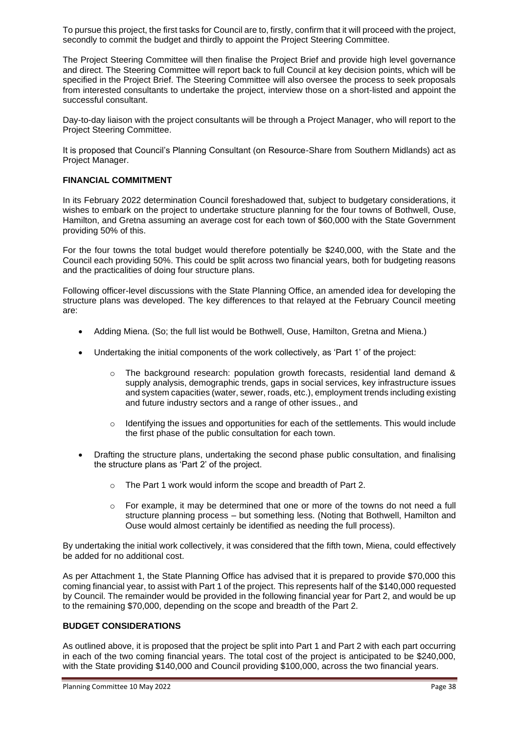To pursue this project, the first tasks for Council are to, firstly, confirm that it will proceed with the project, secondly to commit the budget and thirdly to appoint the Project Steering Committee.

The Project Steering Committee will then finalise the Project Brief and provide high level governance and direct. The Steering Committee will report back to full Council at key decision points, which will be specified in the Project Brief. The Steering Committee will also oversee the process to seek proposals from interested consultants to undertake the project, interview those on a short-listed and appoint the successful consultant.

Day-to-day liaison with the project consultants will be through a Project Manager, who will report to the Project Steering Committee.

It is proposed that Council's Planning Consultant (on Resource-Share from Southern Midlands) act as Project Manager.

### FINANCIAL COMMITMENT

In its February 2022 determination Council foreshadowed that, subject to budgetary considerations, it wishes to embark on the project to undertake structure planning for the four towns of Bothwell, Ouse, Hamilton, and Gretna assuming an average cost for each town of $60,000 with the State Government providing 50% of this.

For the four towns the total budget would therefore potentially be $240,000, with the State and the Council each providing 50%. This could be split across two financial years, both for budgeting reasons and the practicalities of doing four structure plans.

Following officer-level discussions with the State Planning Office, an amended idea for developing the structure plans was developed. The key differences to that relayed at the February Council meeting are:

- Adding Miena. (So; the full list would be Bothwell, Ouse, Hamilton, Gretna and Miena.)
- Undertaking the initial components of the work collectively, as 'Part 1' of the project:
  - The background research: population growth forecasts, residential land demand & supply analysis, demographic trends, gaps in social services, key infrastructure issues and system capacities (water, sewer, roads, etc.), employment trends including existing and future industry sectors and a range of other issues., and
  - Identifying the issues and opportunities for each of the settlements. This would include the first phase of the public consultation for each town.
- Drafting the structure plans, undertaking the second phase public consultation, and finalising the structure plans as 'Part 2' of the project.
  - The Part 1 work would inform the scope and breadth of Part 2.
  - For example, it may be determined that one or more of the towns do not need a full structure planning process – but something less. (Noting that Bothwell, Hamilton and Ouse would almost certainly be identified as needing the full process).

By undertaking the initial work collectively, it was considered that the fifth town, Miena, could effectively be added for no additional cost.

As per Attachment 1, the State Planning Office has advised that it is prepared to provide $70,000 this coming financial year, to assist with Part 1 of the project. This represents half of the $140,000 requested by Council. The remainder would be provided in the following financial year for Part 2, and would be up to the remaining $70,000, depending on the scope and breadth of the Part 2.

### BUDGET CONSIDERATIONS

As outlined above, it is proposed that the project be split into Part 1 and Part 2 with each part occurring in each of the two coming financial years. The total cost of the project is anticipated to be $240,000, with the State providing $140,000 and Council providing $100,000, across the two financial years.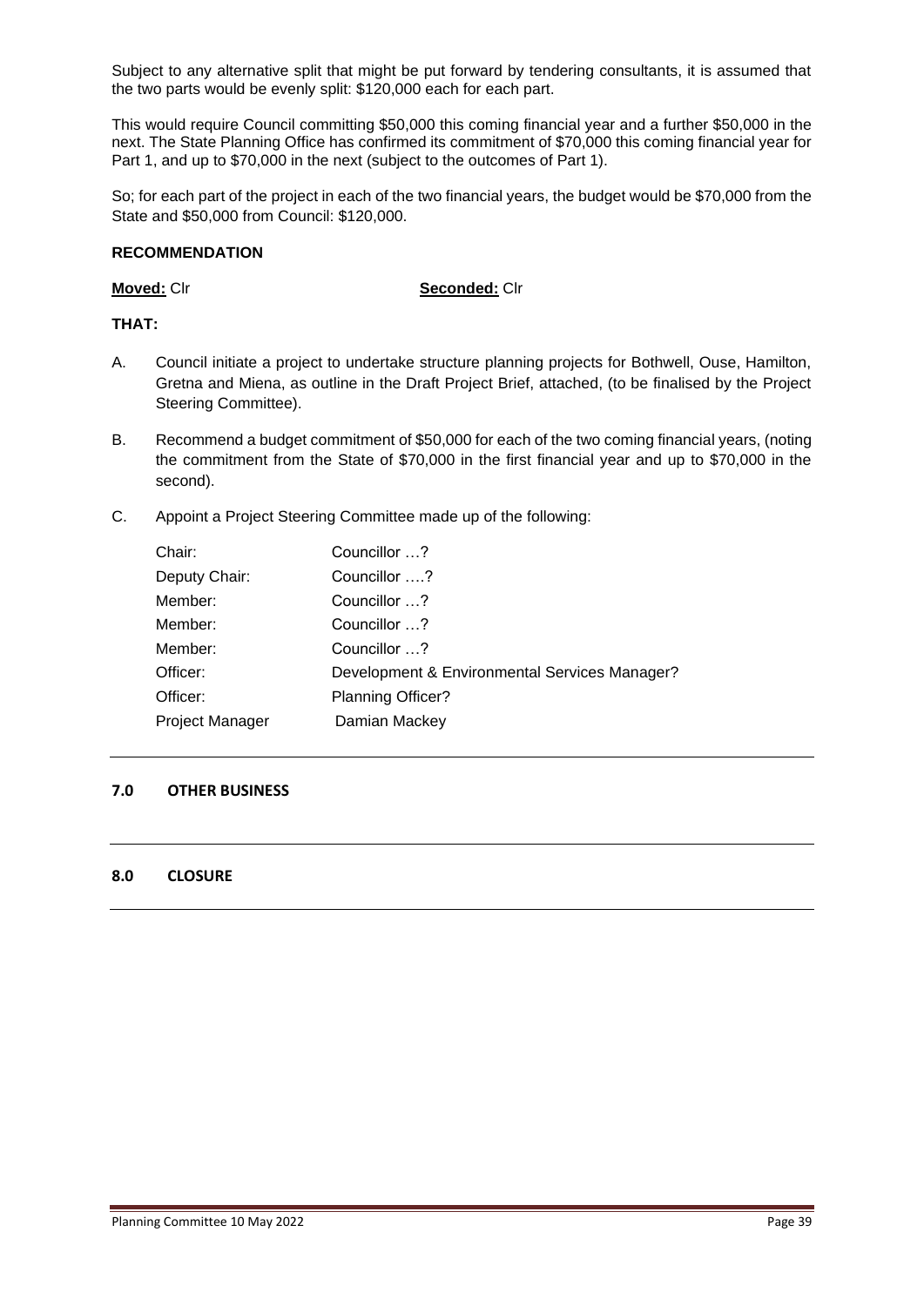Subject to any alternative split that might be put forward by tendering consultants, it is assumed that the two parts would be evenly split: $120,000 each for each part.

This would require Council committing $50,000 this coming financial year and a further $50,000 in the next. The State Planning Office has confirmed its commitment of $70,000 this coming financial year for Part 1, and up to $70,000 in the next (subject to the outcomes of Part 1).

So; for each part of the project in each of the two financial years, the budget would be $70,000 from the State and $50,000 from Council: $120,000.

**RECOMMENDATION**

**Moved:** Clr **Seconded:** Clr

**THAT:**

A. Council initiate a project to undertake structure planning projects for Bothwell, Ouse, Hamilton, Gretna and Miena, as outline in the Draft Project Brief, attached, (to be finalised by the Project Steering Committee).

B. Recommend a budget commitment of $50,000 for each of the two coming financial years, (noting the commitment from the State of $70,000 in the first financial year and up to $70,000 in the second).

C. Appoint a Project Steering Committee made up of the following:

| | |
|---|---|
| Chair: | Councillor …? |
| Deputy Chair: | Councillor ….? |
| Member: | Councillor …? |
| Member: | Councillor …? |
| Member: | Councillor …? |
| Officer: | Development & Environmental Services Manager? |
| Officer: | Planning Officer? |
| Project Manager | Damian Mackey |

## 7.0 OTHER BUSINESS

## 8.0 CLOSURE